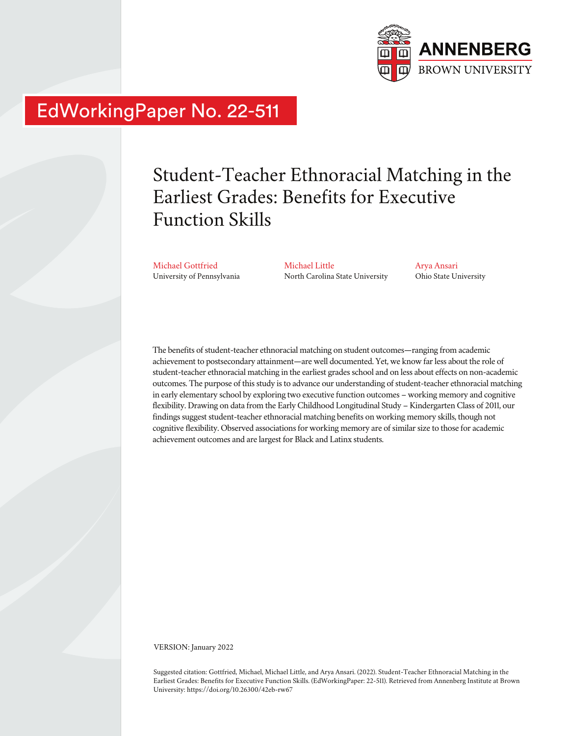ANNENBERG
BROWN UNIVERSITY

EdWorkingPaper No. 22-511

# Student-Teacher Ethnoracial Matching in the Earliest Grades: Benefits for Executive Function Skills

Michael Gottfried
University of Pennsylvania

Michael Little
North Carolina State University

Arya Ansari
Ohio State University

The benefits of student-teacher ethnoracial matching on student outcomes—ranging from academic achievement to postsecondary attainment—are well documented. Yet, we know far less about the role of student-teacher ethnoracial matching in the earliest grades school and on less about effects on non-academic outcomes. The purpose of this study is to advance our understanding of student-teacher ethnoracial matching in early elementary school by exploring two executive function outcomes – working memory and cognitive flexibility. Drawing on data from the Early Childhood Longitudinal Study – Kindergarten Class of 2011, our findings suggest student-teacher ethnoracial matching benefits on working memory skills, though not cognitive flexibility. Observed associations for working memory are of similar size to those for academic achievement outcomes and are largest for Black and Latinx students.

VERSION: January 2022

Suggested citation: Gottfried, Michael, Michael Little, and Arya Ansari. (2022). Student-Teacher Ethnoracial Matching in the Earliest Grades: Benefits for Executive Function Skills. (EdWorkingPaper: 22-511). Retrieved from Annenberg Institute at Brown University: https://doi.org/10.26300/42eb-rw67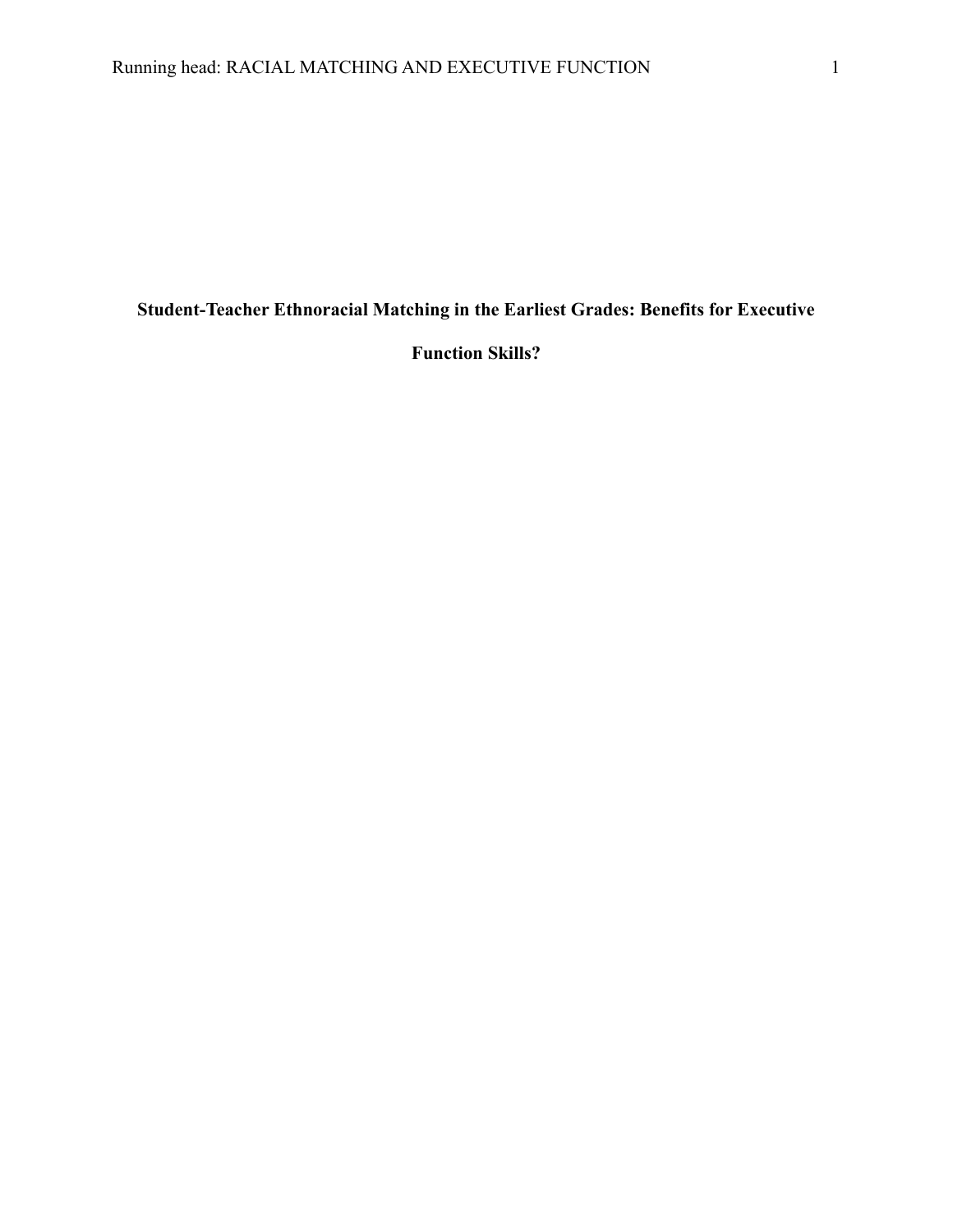# Student-Teacher Ethnoracial Matching in the Earliest Grades: Benefits for Executive Function Skills?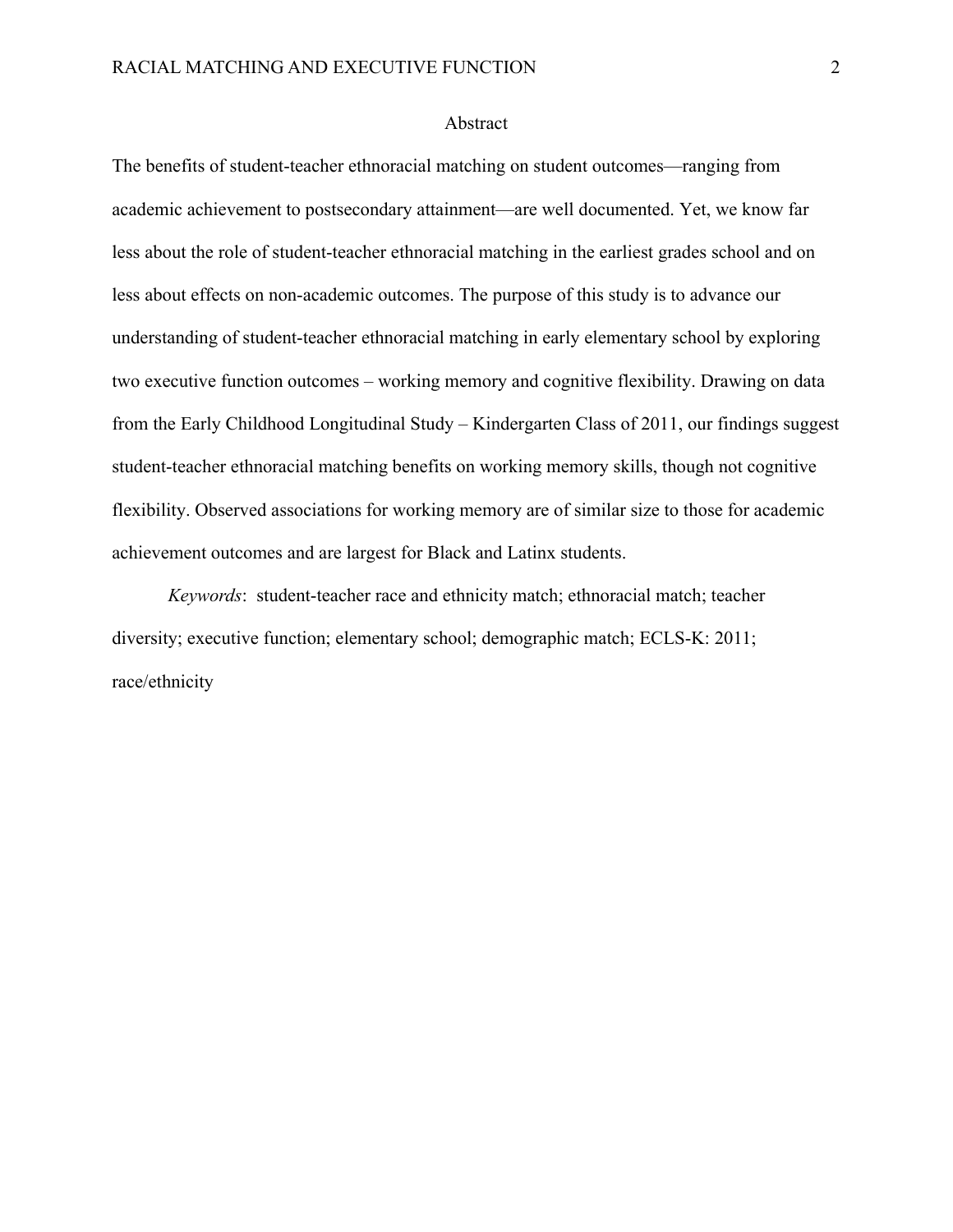# Abstract

The benefits of student-teacher ethnoracial matching on student outcomes—ranging from academic achievement to postsecondary attainment—are well documented. Yet, we know far less about the role of student-teacher ethnoracial matching in the earliest grades school and on less about effects on non-academic outcomes. The purpose of this study is to advance our understanding of student-teacher ethnoracial matching in early elementary school by exploring two executive function outcomes – working memory and cognitive flexibility. Drawing on data from the Early Childhood Longitudinal Study – Kindergarten Class of 2011, our findings suggest student-teacher ethnoracial matching benefits on working memory skills, though not cognitive flexibility. Observed associations for working memory are of similar size to those for academic achievement outcomes and are largest for Black and Latinx students.

*Keywords*: student-teacher race and ethnicity match; ethnoracial match; teacher diversity; executive function; elementary school; demographic match; ECLS-K: 2011; race/ethnicity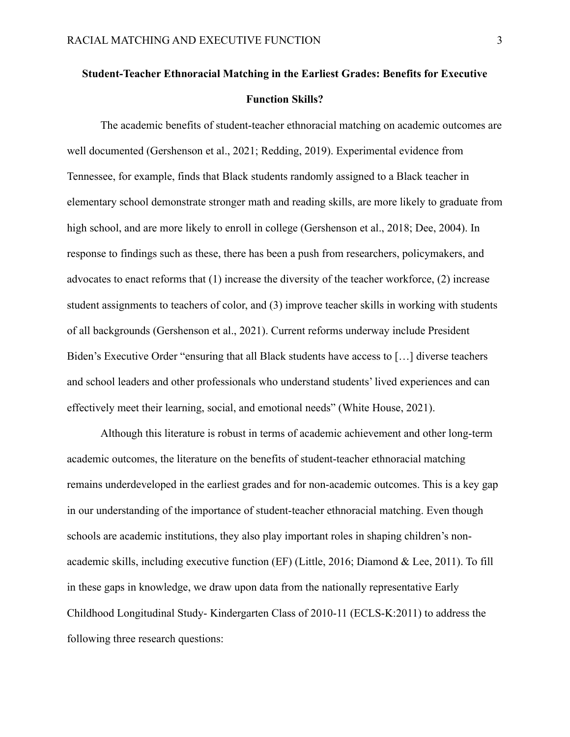**Student-Teacher Ethnoracial Matching in the Earliest Grades: Benefits for Executive Function Skills?**

The academic benefits of student-teacher ethnoracial matching on academic outcomes are well documented (Gershenson et al., 2021; Redding, 2019). Experimental evidence from Tennessee, for example, finds that Black students randomly assigned to a Black teacher in elementary school demonstrate stronger math and reading skills, are more likely to graduate from high school, and are more likely to enroll in college (Gershenson et al., 2018; Dee, 2004). In response to findings such as these, there has been a push from researchers, policymakers, and advocates to enact reforms that (1) increase the diversity of the teacher workforce, (2) increase student assignments to teachers of color, and (3) improve teacher skills in working with students of all backgrounds (Gershenson et al., 2021). Current reforms underway include President Biden's Executive Order "ensuring that all Black students have access to […] diverse teachers and school leaders and other professionals who understand students' lived experiences and can effectively meet their learning, social, and emotional needs" (White House, 2021).

Although this literature is robust in terms of academic achievement and other long-term academic outcomes, the literature on the benefits of student-teacher ethnoracial matching remains underdeveloped in the earliest grades and for non-academic outcomes. This is a key gap in our understanding of the importance of student-teacher ethnoracial matching. Even though schools are academic institutions, they also play important roles in shaping children's non-academic skills, including executive function (EF) (Little, 2016; Diamond & Lee, 2011). To fill in these gaps in knowledge, we draw upon data from the nationally representative Early Childhood Longitudinal Study- Kindergarten Class of 2010-11 (ECLS-K:2011) to address the following three research questions: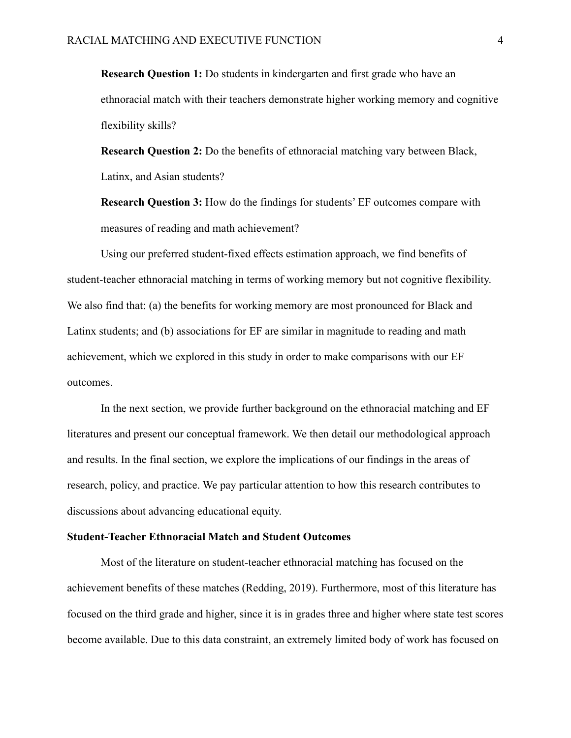**Research Question 1:** Do students in kindergarten and first grade who have an ethnoracial match with their teachers demonstrate higher working memory and cognitive flexibility skills?

**Research Question 2:** Do the benefits of ethnoracial matching vary between Black, Latinx, and Asian students?

**Research Question 3:** How do the findings for students' EF outcomes compare with measures of reading and math achievement?

Using our preferred student-fixed effects estimation approach, we find benefits of student-teacher ethnoracial matching in terms of working memory but not cognitive flexibility. We also find that: (a) the benefits for working memory are most pronounced for Black and Latinx students; and (b) associations for EF are similar in magnitude to reading and math achievement, which we explored in this study in order to make comparisons with our EF outcomes.

In the next section, we provide further background on the ethnoracial matching and EF literatures and present our conceptual framework. We then detail our methodological approach and results. In the final section, we explore the implications of our findings in the areas of research, policy, and practice. We pay particular attention to how this research contributes to discussions about advancing educational equity.

## Student-Teacher Ethnoracial Match and Student Outcomes

Most of the literature on student-teacher ethnoracial matching has focused on the achievement benefits of these matches (Redding, 2019). Furthermore, most of this literature has focused on the third grade and higher, since it is in grades three and higher where state test scores become available. Due to this data constraint, an extremely limited body of work has focused on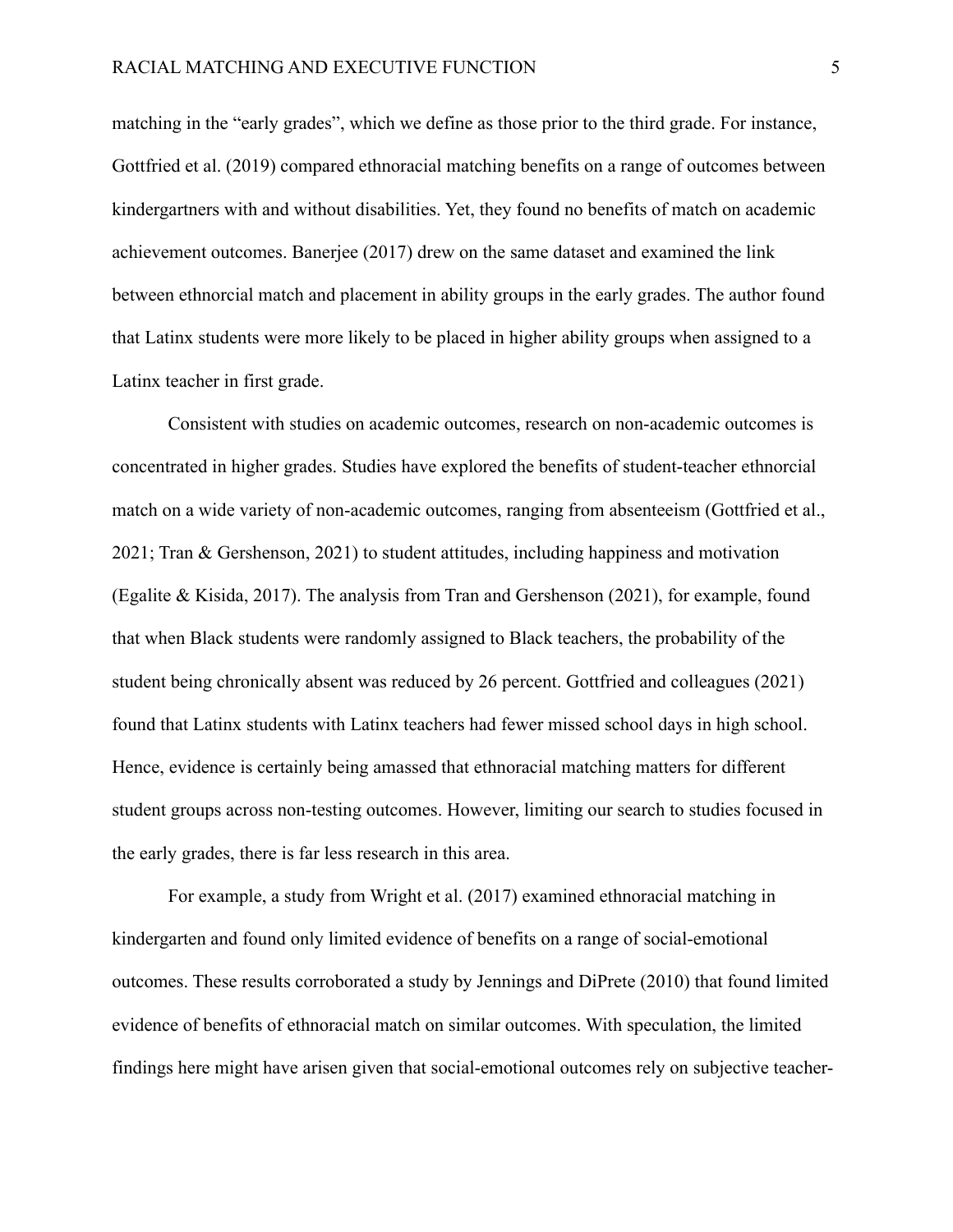matching in the "early grades", which we define as those prior to the third grade. For instance, Gottfried et al. (2019) compared ethnoracial matching benefits on a range of outcomes between kindergartners with and without disabilities. Yet, they found no benefits of match on academic achievement outcomes. Banerjee (2017) drew on the same dataset and examined the link between ethnorcial match and placement in ability groups in the early grades. The author found that Latinx students were more likely to be placed in higher ability groups when assigned to a Latinx teacher in first grade.

Consistent with studies on academic outcomes, research on non-academic outcomes is concentrated in higher grades. Studies have explored the benefits of student-teacher ethnorcial match on a wide variety of non-academic outcomes, ranging from absenteeism (Gottfried et al., 2021; Tran & Gershenson, 2021) to student attitudes, including happiness and motivation (Egalite & Kisida, 2017). The analysis from Tran and Gershenson (2021), for example, found that when Black students were randomly assigned to Black teachers, the probability of the student being chronically absent was reduced by 26 percent. Gottfried and colleagues (2021) found that Latinx students with Latinx teachers had fewer missed school days in high school. Hence, evidence is certainly being amassed that ethnoracial matching matters for different student groups across non-testing outcomes. However, limiting our search to studies focused in the early grades, there is far less research in this area.

For example, a study from Wright et al. (2017) examined ethnoracial matching in kindergarten and found only limited evidence of benefits on a range of social-emotional outcomes. These results corroborated a study by Jennings and DiPrete (2010) that found limited evidence of benefits of ethnoracial match on similar outcomes. With speculation, the limited findings here might have arisen given that social-emotional outcomes rely on subjective teacher-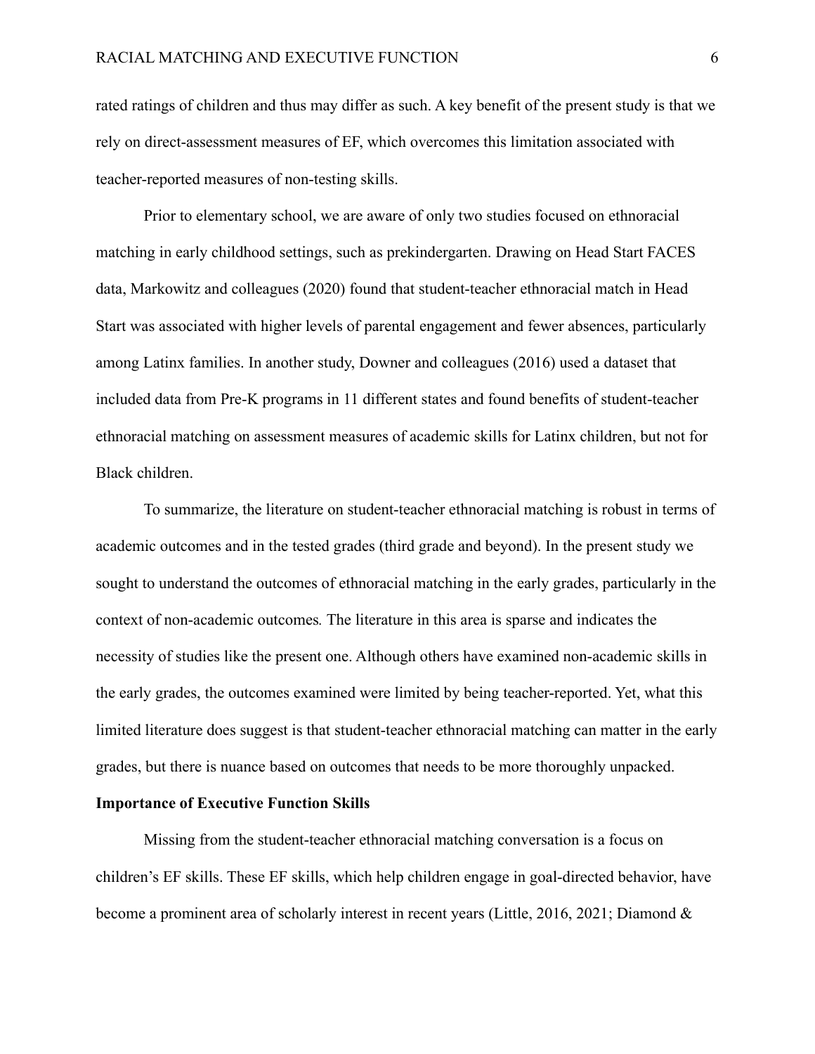rated ratings of children and thus may differ as such. A key benefit of the present study is that we rely on direct-assessment measures of EF, which overcomes this limitation associated with teacher-reported measures of non-testing skills.

Prior to elementary school, we are aware of only two studies focused on ethnoracial matching in early childhood settings, such as prekindergarten. Drawing on Head Start FACES data, Markowitz and colleagues (2020) found that student-teacher ethnoracial match in Head Start was associated with higher levels of parental engagement and fewer absences, particularly among Latinx families. In another study, Downer and colleagues (2016) used a dataset that included data from Pre-K programs in 11 different states and found benefits of student-teacher ethnoracial matching on assessment measures of academic skills for Latinx children, but not for Black children.

To summarize, the literature on student-teacher ethnoracial matching is robust in terms of academic outcomes and in the tested grades (third grade and beyond). In the present study we sought to understand the outcomes of ethnoracial matching in the early grades, particularly in the context of non-academic outcomes*.* The literature in this area is sparse and indicates the necessity of studies like the present one. Although others have examined non-academic skills in the early grades, the outcomes examined were limited by being teacher-reported. Yet, what this limited literature does suggest is that student-teacher ethnoracial matching can matter in the early grades, but there is nuance based on outcomes that needs to be more thoroughly unpacked.

**Importance of Executive Function Skills**

Missing from the student-teacher ethnoracial matching conversation is a focus on children's EF skills. These EF skills, which help children engage in goal-directed behavior, have become a prominent area of scholarly interest in recent years (Little, 2016, 2021; Diamond &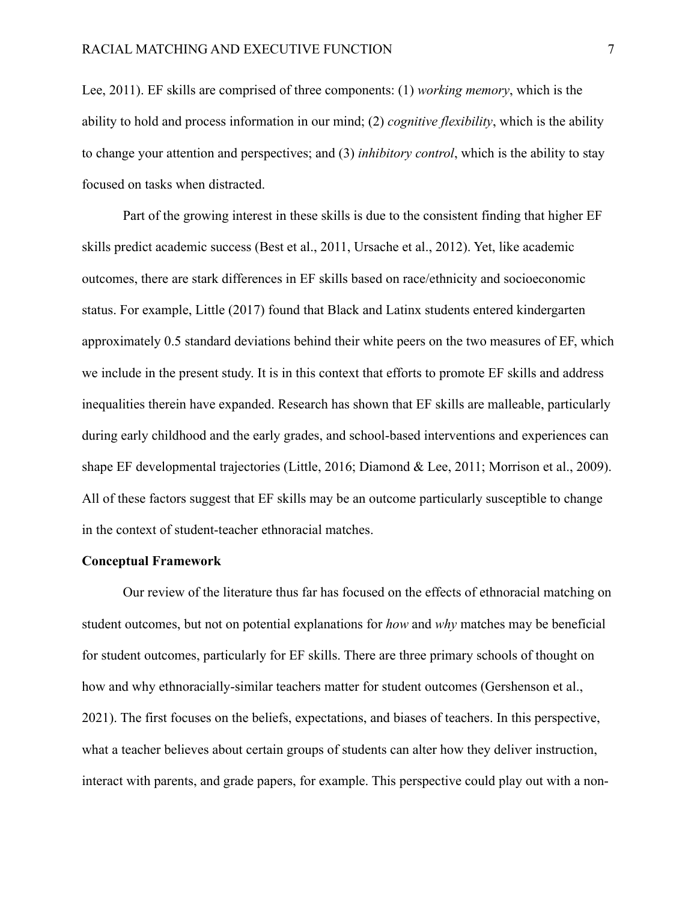Lee, 2011). EF skills are comprised of three components: (1) *working memory*, which is the ability to hold and process information in our mind; (2) *cognitive flexibility*, which is the ability to change your attention and perspectives; and (3) *inhibitory control*, which is the ability to stay focused on tasks when distracted.

Part of the growing interest in these skills is due to the consistent finding that higher EF skills predict academic success (Best et al., 2011, Ursache et al., 2012). Yet, like academic outcomes, there are stark differences in EF skills based on race/ethnicity and socioeconomic status. For example, Little (2017) found that Black and Latinx students entered kindergarten approximately 0.5 standard deviations behind their white peers on the two measures of EF, which we include in the present study. It is in this context that efforts to promote EF skills and address inequalities therein have expanded. Research has shown that EF skills are malleable, particularly during early childhood and the early grades, and school-based interventions and experiences can shape EF developmental trajectories (Little, 2016; Diamond & Lee, 2011; Morrison et al., 2009). All of these factors suggest that EF skills may be an outcome particularly susceptible to change in the context of student-teacher ethnoracial matches.

**Conceptual Framework**

Our review of the literature thus far has focused on the effects of ethnoracial matching on student outcomes, but not on potential explanations for *how* and *why* matches may be beneficial for student outcomes, particularly for EF skills. There are three primary schools of thought on how and why ethnoracially-similar teachers matter for student outcomes (Gershenson et al., 2021). The first focuses on the beliefs, expectations, and biases of teachers. In this perspective, what a teacher believes about certain groups of students can alter how they deliver instruction, interact with parents, and grade papers, for example. This perspective could play out with a non-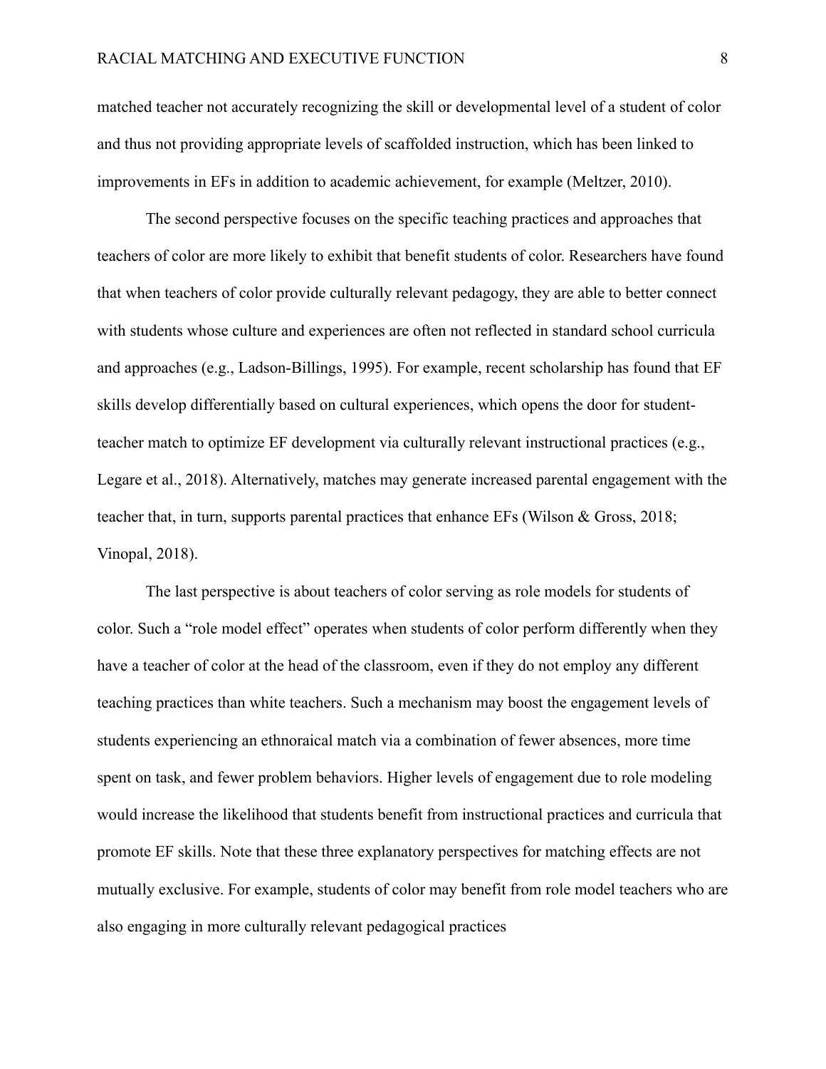matched teacher not accurately recognizing the skill or developmental level of a student of color and thus not providing appropriate levels of scaffolded instruction, which has been linked to improvements in EFs in addition to academic achievement, for example (Meltzer, 2010).

The second perspective focuses on the specific teaching practices and approaches that teachers of color are more likely to exhibit that benefit students of color. Researchers have found that when teachers of color provide culturally relevant pedagogy, they are able to better connect with students whose culture and experiences are often not reflected in standard school curricula and approaches (e.g., Ladson-Billings, 1995). For example, recent scholarship has found that EF skills develop differentially based on cultural experiences, which opens the door for student-teacher match to optimize EF development via culturally relevant instructional practices (e.g., Legare et al., 2018). Alternatively, matches may generate increased parental engagement with the teacher that, in turn, supports parental practices that enhance EFs (Wilson & Gross, 2018; Vinopal, 2018).

The last perspective is about teachers of color serving as role models for students of color. Such a "role model effect" operates when students of color perform differently when they have a teacher of color at the head of the classroom, even if they do not employ any different teaching practices than white teachers. Such a mechanism may boost the engagement levels of students experiencing an ethnoraical match via a combination of fewer absences, more time spent on task, and fewer problem behaviors. Higher levels of engagement due to role modeling would increase the likelihood that students benefit from instructional practices and curricula that promote EF skills. Note that these three explanatory perspectives for matching effects are not mutually exclusive. For example, students of color may benefit from role model teachers who are also engaging in more culturally relevant pedagogical practices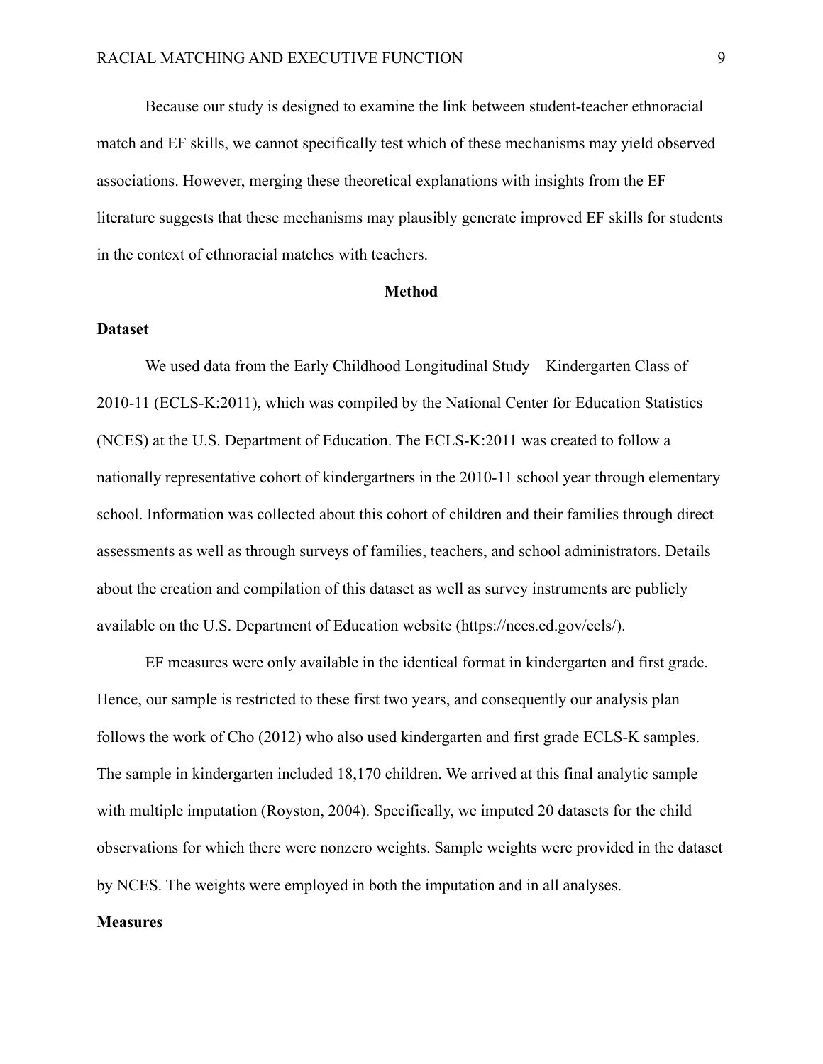Because our study is designed to examine the link between student-teacher ethnoracial match and EF skills, we cannot specifically test which of these mechanisms may yield observed associations. However, merging these theoretical explanations with insights from the EF literature suggests that these mechanisms may plausibly generate improved EF skills for students in the context of ethnoracial matches with teachers.

## Method

### Dataset

We used data from the Early Childhood Longitudinal Study – Kindergarten Class of 2010-11 (ECLS-K:2011), which was compiled by the National Center for Education Statistics (NCES) at the U.S. Department of Education. The ECLS-K:2011 was created to follow a nationally representative cohort of kindergartners in the 2010-11 school year through elementary school. Information was collected about this cohort of children and their families through direct assessments as well as through surveys of families, teachers, and school administrators. Details about the creation and compilation of this dataset as well as survey instruments are publicly available on the U.S. Department of Education website (https://nces.ed.gov/ecls/).

EF measures were only available in the identical format in kindergarten and first grade. Hence, our sample is restricted to these first two years, and consequently our analysis plan follows the work of Cho (2012) who also used kindergarten and first grade ECLS-K samples. The sample in kindergarten included 18,170 children. We arrived at this final analytic sample with multiple imputation (Royston, 2004). Specifically, we imputed 20 datasets for the child observations for which there were nonzero weights. Sample weights were provided in the dataset by NCES. The weights were employed in both the imputation and in all analyses.

### Measures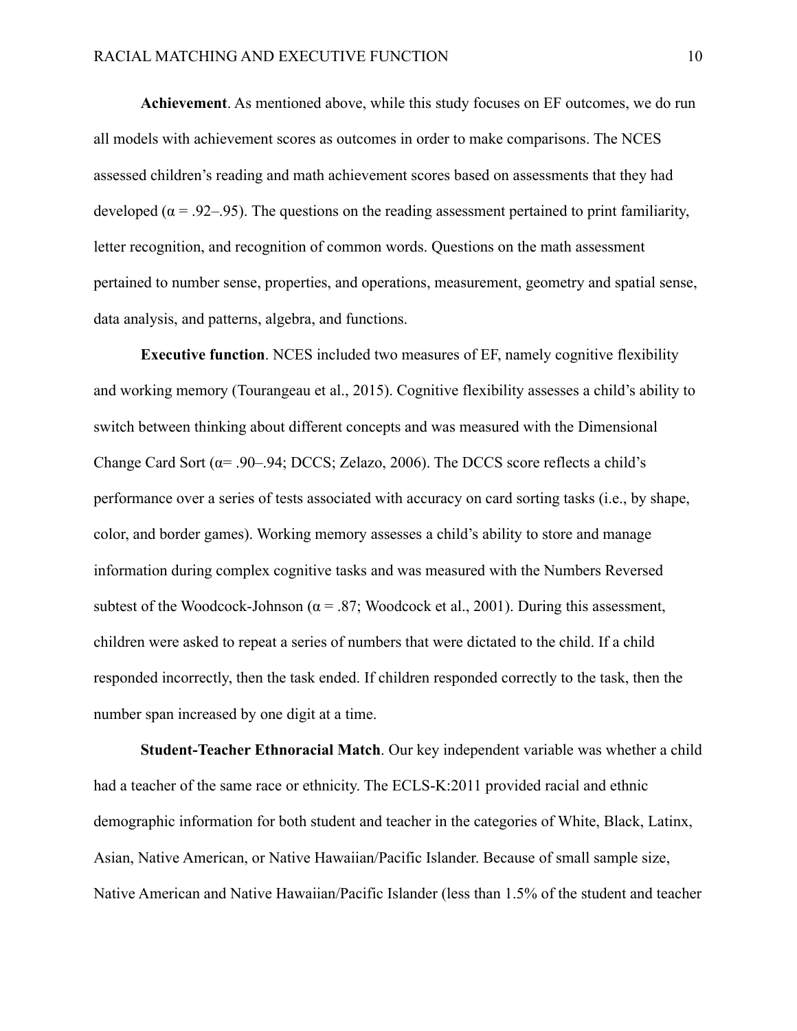**Achievement**. As mentioned above, while this study focuses on EF outcomes, we do run all models with achievement scores as outcomes in order to make comparisons. The NCES assessed children's reading and math achievement scores based on assessments that they had developed (α = .92–.95). The questions on the reading assessment pertained to print familiarity, letter recognition, and recognition of common words. Questions on the math assessment pertained to number sense, properties, and operations, measurement, geometry and spatial sense, data analysis, and patterns, algebra, and functions.

**Executive function**. NCES included two measures of EF, namely cognitive flexibility and working memory (Tourangeau et al., 2015). Cognitive flexibility assesses a child's ability to switch between thinking about different concepts and was measured with the Dimensional Change Card Sort (α= .90–.94; DCCS; Zelazo, 2006). The DCCS score reflects a child's performance over a series of tests associated with accuracy on card sorting tasks (i.e., by shape, color, and border games). Working memory assesses a child's ability to store and manage information during complex cognitive tasks and was measured with the Numbers Reversed subtest of the Woodcock-Johnson (α = .87; Woodcock et al., 2001). During this assessment, children were asked to repeat a series of numbers that were dictated to the child. If a child responded incorrectly, then the task ended. If children responded correctly to the task, then the number span increased by one digit at a time.

**Student-Teacher Ethnoracial Match**. Our key independent variable was whether a child had a teacher of the same race or ethnicity. The ECLS-K:2011 provided racial and ethnic demographic information for both student and teacher in the categories of White, Black, Latinx, Asian, Native American, or Native Hawaiian/Pacific Islander. Because of small sample size, Native American and Native Hawaiian/Pacific Islander (less than 1.5% of the student and teacher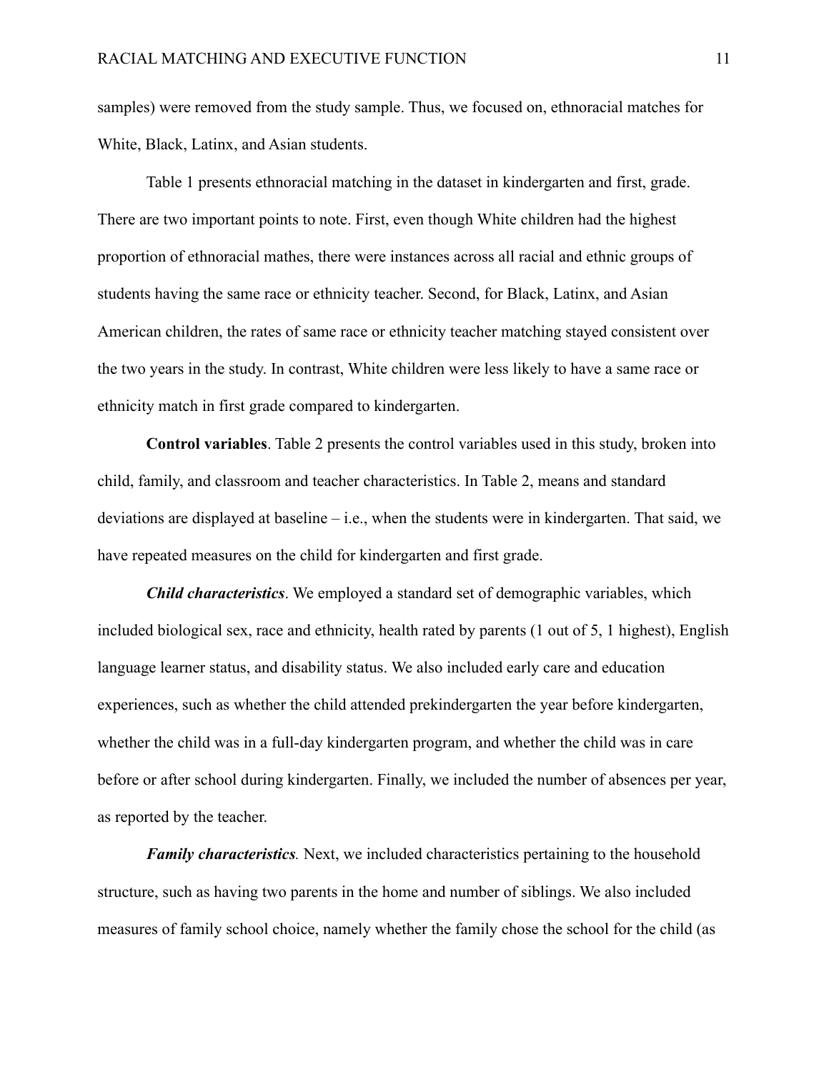samples) were removed from the study sample. Thus, we focused on, ethnoracial matches for White, Black, Latinx, and Asian students.

Table 1 presents ethnoracial matching in the dataset in kindergarten and first, grade. There are two important points to note. First, even though White children had the highest proportion of ethnoracial mathes, there were instances across all racial and ethnic groups of students having the same race or ethnicity teacher. Second, for Black, Latinx, and Asian American children, the rates of same race or ethnicity teacher matching stayed consistent over the two years in the study. In contrast, White children were less likely to have a same race or ethnicity match in first grade compared to kindergarten.

**Control variables**. Table 2 presents the control variables used in this study, broken into child, family, and classroom and teacher characteristics. In Table 2, means and standard deviations are displayed at baseline – i.e., when the students were in kindergarten. That said, we have repeated measures on the child for kindergarten and first grade.

***Child characteristics***. We employed a standard set of demographic variables, which included biological sex, race and ethnicity, health rated by parents (1 out of 5, 1 highest), English language learner status, and disability status. We also included early care and education experiences, such as whether the child attended prekindergarten the year before kindergarten, whether the child was in a full-day kindergarten program, and whether the child was in care before or after school during kindergarten. Finally, we included the number of absences per year, as reported by the teacher.

***Family characteristics***. Next, we included characteristics pertaining to the household structure, such as having two parents in the home and number of siblings. We also included measures of family school choice, namely whether the family chose the school for the child (as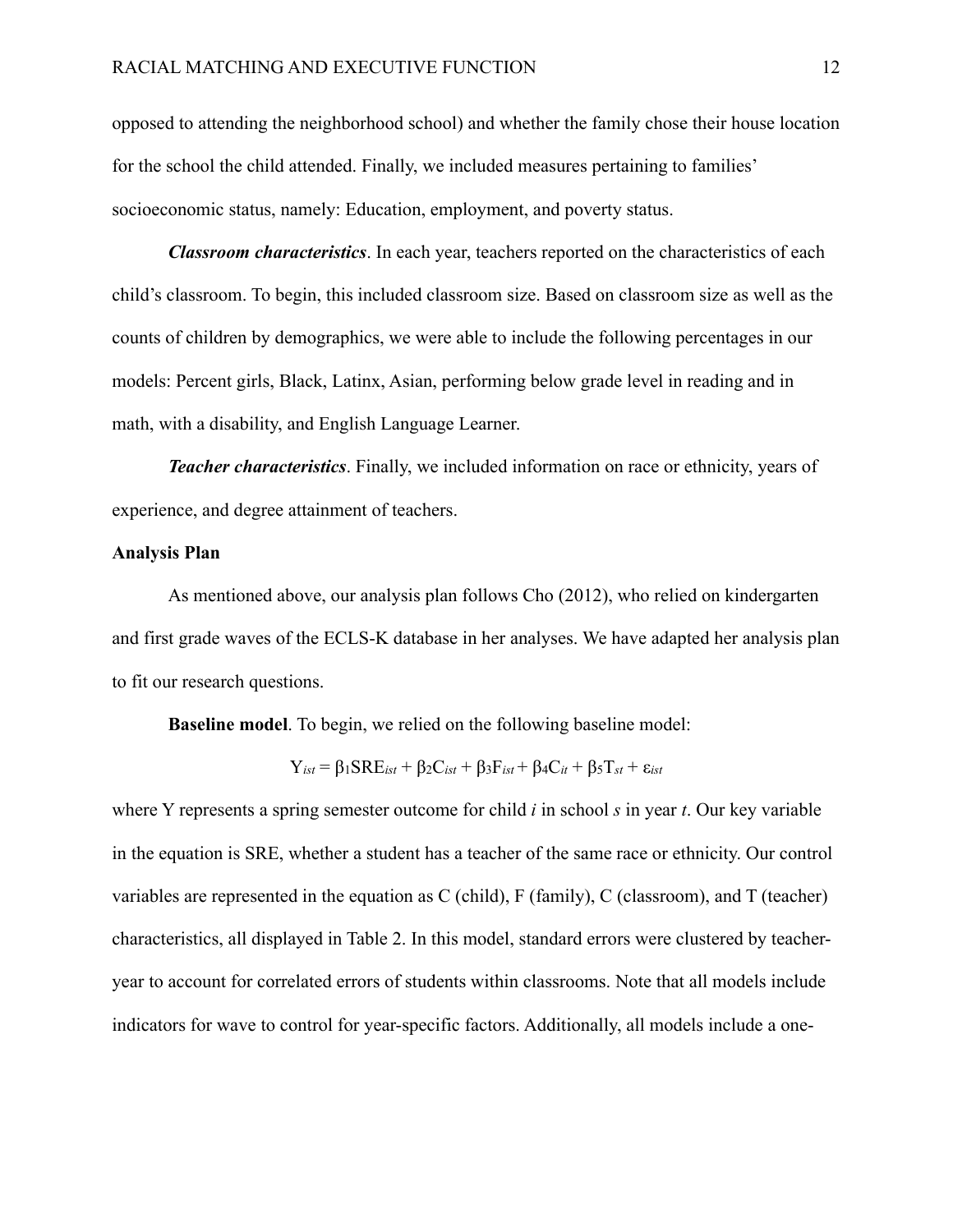opposed to attending the neighborhood school) and whether the family chose their house location for the school the child attended. Finally, we included measures pertaining to families' socioeconomic status, namely: Education, employment, and poverty status.

***Classroom characteristics***. In each year, teachers reported on the characteristics of each child's classroom. To begin, this included classroom size. Based on classroom size as well as the counts of children by demographics, we were able to include the following percentages in our models: Percent girls, Black, Latinx, Asian, performing below grade level in reading and in math, with a disability, and English Language Learner.

***Teacher characteristics***. Finally, we included information on race or ethnicity, years of experience, and degree attainment of teachers.

**Analysis Plan**

As mentioned above, our analysis plan follows Cho (2012), who relied on kindergarten and first grade waves of the ECLS-K database in her analyses. We have adapted her analysis plan to fit our research questions.

**Baseline model**. To begin, we relied on the following baseline model:

$$Y_{ist} = \beta_1 SRE_{ist} + \beta_2 C_{ist} + \beta_3 F_{ist} + \beta_4 C_{it} + \beta_5 T_{st} + \varepsilon_{ist}$$

where Y represents a spring semester outcome for child *i* in school *s* in year *t*. Our key variable in the equation is SRE, whether a student has a teacher of the same race or ethnicity. Our control variables are represented in the equation as C (child), F (family), C (classroom), and T (teacher) characteristics, all displayed in Table 2. In this model, standard errors were clustered by teacher-year to account for correlated errors of students within classrooms. Note that all models include indicators for wave to control for year-specific factors. Additionally, all models include a one-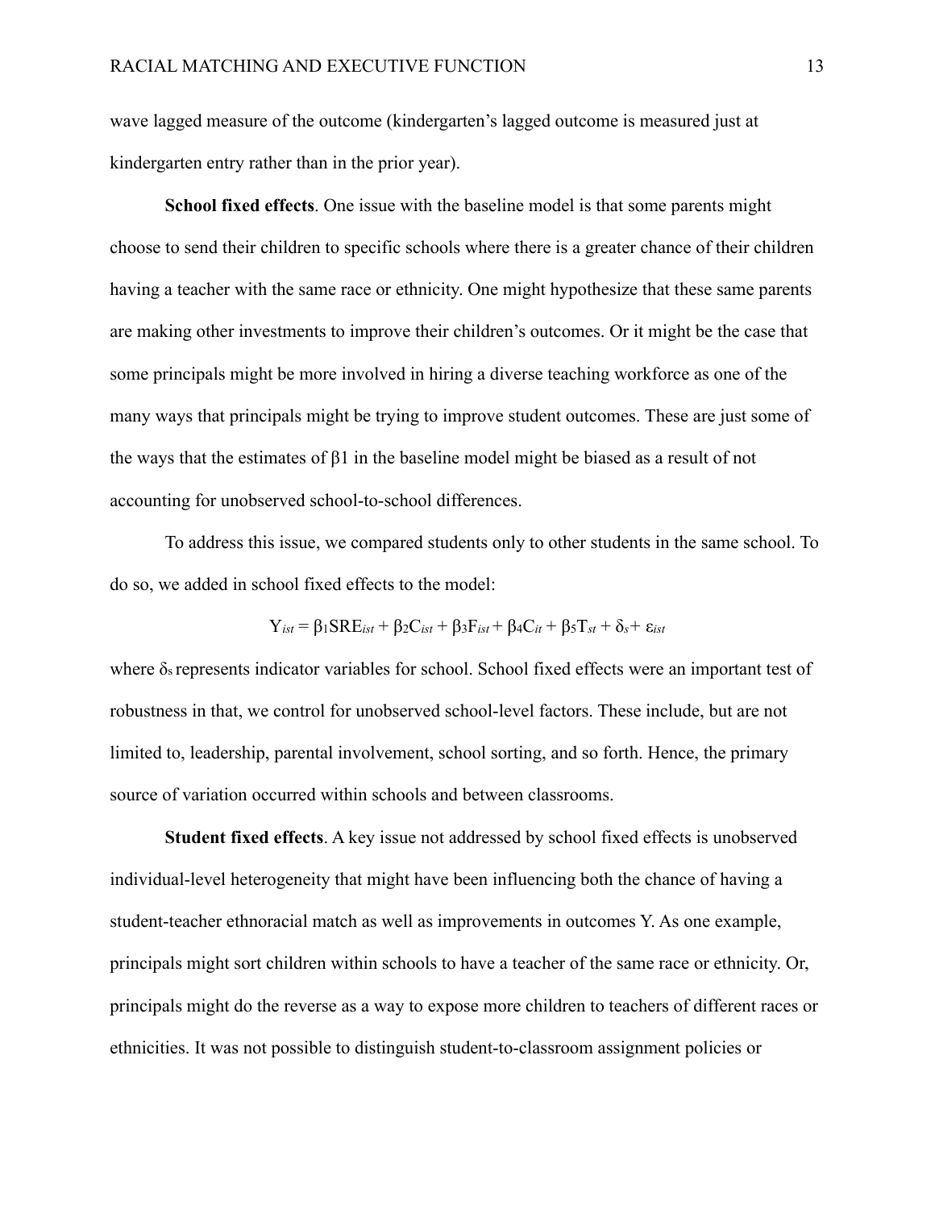wave lagged measure of the outcome (kindergarten's lagged outcome is measured just at kindergarten entry rather than in the prior year).

**School fixed effects**. One issue with the baseline model is that some parents might choose to send their children to specific schools where there is a greater chance of their children having a teacher with the same race or ethnicity. One might hypothesize that these same parents are making other investments to improve their children's outcomes. Or it might be the case that some principals might be more involved in hiring a diverse teaching workforce as one of the many ways that principals might be trying to improve student outcomes. These are just some of the ways that the estimates of $\beta 1$ in the baseline model might be biased as a result of not accounting for unobserved school-to-school differences.

To address this issue, we compared students only to other students in the same school. To do so, we added in school fixed effects to the model:

$$Y_{ist} = \beta_1 SRE_{ist} + \beta_2 C_{ist} + \beta_3 F_{ist} + \beta_4 C_{it} + \beta_5 T_{st} + \delta_s + \varepsilon_{ist}$$

where $\delta_s$ represents indicator variables for school. School fixed effects were an important test of robustness in that, we control for unobserved school-level factors. These include, but are not limited to, leadership, parental involvement, school sorting, and so forth. Hence, the primary source of variation occurred within schools and between classrooms.

**Student fixed effects**. A key issue not addressed by school fixed effects is unobserved individual-level heterogeneity that might have been influencing both the chance of having a student-teacher ethnoracial match as well as improvements in outcomes Y. As one example, principals might sort children within schools to have a teacher of the same race or ethnicity. Or, principals might do the reverse as a way to expose more children to teachers of different races or ethnicities. It was not possible to distinguish student-to-classroom assignment policies or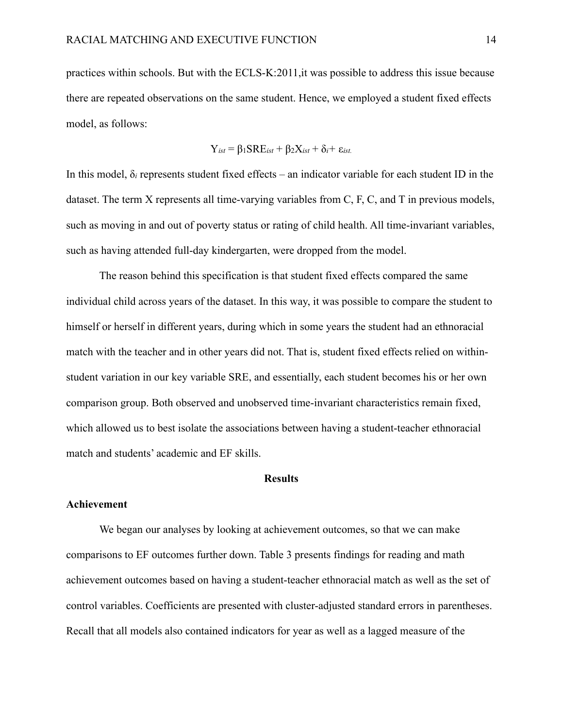practices within schools. But with the ECLS-K:2011,it was possible to address this issue because there are repeated observations on the same student. Hence, we employed a student fixed effects model, as follows:

$$Y_{ist} = \beta_1 SRE_{ist} + \beta_2 X_{ist} + \delta_i + \varepsilon_{ist.}$$

In this model, $\delta_i$ represents student fixed effects – an indicator variable for each student ID in the dataset. The term X represents all time-varying variables from C, F, C, and T in previous models, such as moving in and out of poverty status or rating of child health. All time-invariant variables, such as having attended full-day kindergarten, were dropped from the model.

The reason behind this specification is that student fixed effects compared the same individual child across years of the dataset. In this way, it was possible to compare the student to himself or herself in different years, during which in some years the student had an ethnoracial match with the teacher and in other years did not. That is, student fixed effects relied on within-student variation in our key variable SRE, and essentially, each student becomes his or her own comparison group. Both observed and unobserved time-invariant characteristics remain fixed, which allowed us to best isolate the associations between having a student-teacher ethnoracial match and students' academic and EF skills.

## Results

### Achievement

We began our analyses by looking at achievement outcomes, so that we can make comparisons to EF outcomes further down. Table 3 presents findings for reading and math achievement outcomes based on having a student-teacher ethnoracial match as well as the set of control variables. Coefficients are presented with cluster-adjusted standard errors in parentheses. Recall that all models also contained indicators for year as well as a lagged measure of the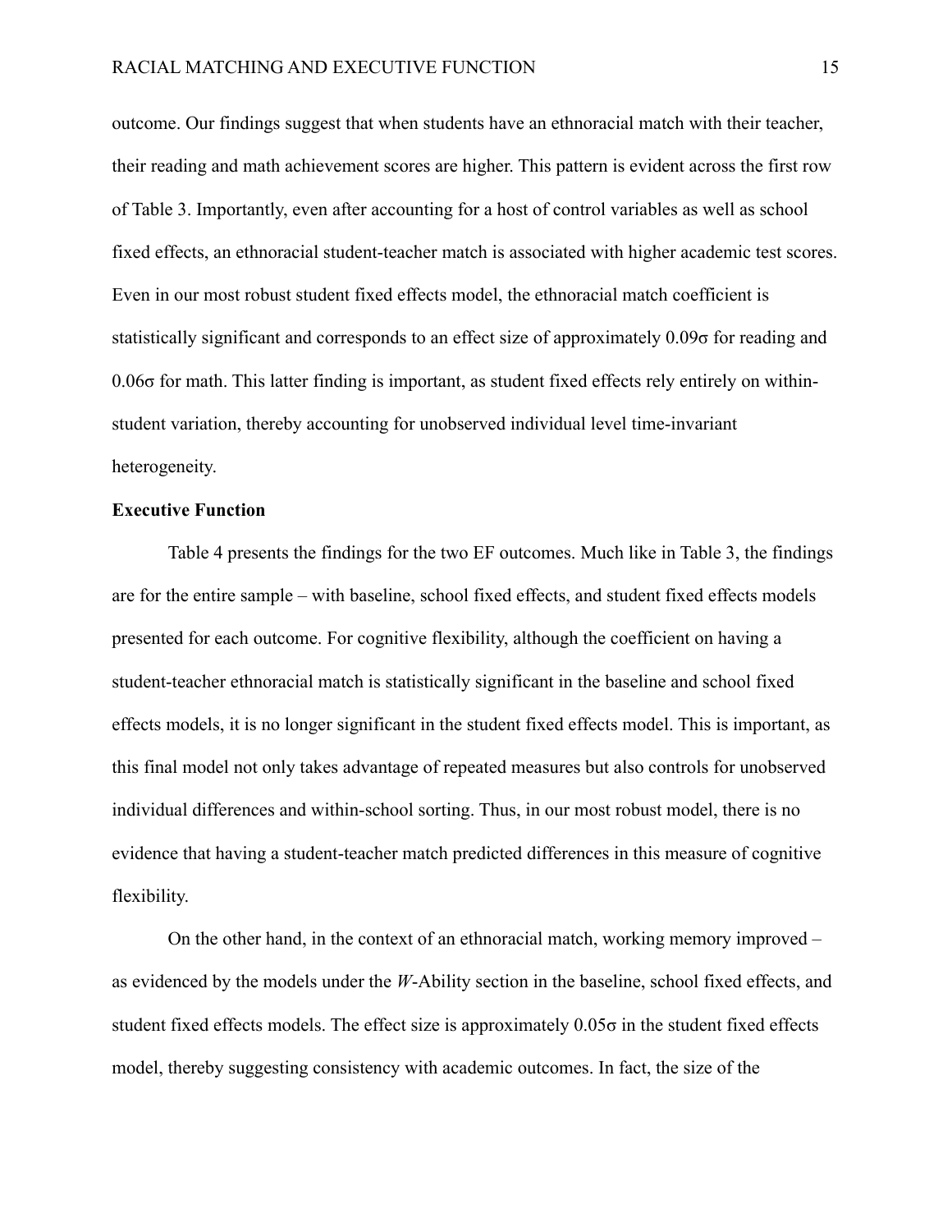outcome. Our findings suggest that when students have an ethnoracial match with their teacher, their reading and math achievement scores are higher. This pattern is evident across the first row of Table 3. Importantly, even after accounting for a host of control variables as well as school fixed effects, an ethnoracial student-teacher match is associated with higher academic test scores. Even in our most robust student fixed effects model, the ethnoracial match coefficient is statistically significant and corresponds to an effect size of approximately 0.09σ for reading and 0.06σ for math. This latter finding is important, as student fixed effects rely entirely on within-student variation, thereby accounting for unobserved individual level time-invariant heterogeneity.

**Executive Function**

Table 4 presents the findings for the two EF outcomes. Much like in Table 3, the findings are for the entire sample – with baseline, school fixed effects, and student fixed effects models presented for each outcome. For cognitive flexibility, although the coefficient on having a student-teacher ethnoracial match is statistically significant in the baseline and school fixed effects models, it is no longer significant in the student fixed effects model. This is important, as this final model not only takes advantage of repeated measures but also controls for unobserved individual differences and within-school sorting. Thus, in our most robust model, there is no evidence that having a student-teacher match predicted differences in this measure of cognitive flexibility.

On the other hand, in the context of an ethnoracial match, working memory improved – as evidenced by the models under the *W*-Ability section in the baseline, school fixed effects, and student fixed effects models. The effect size is approximately 0.05σ in the student fixed effects model, thereby suggesting consistency with academic outcomes. In fact, the size of the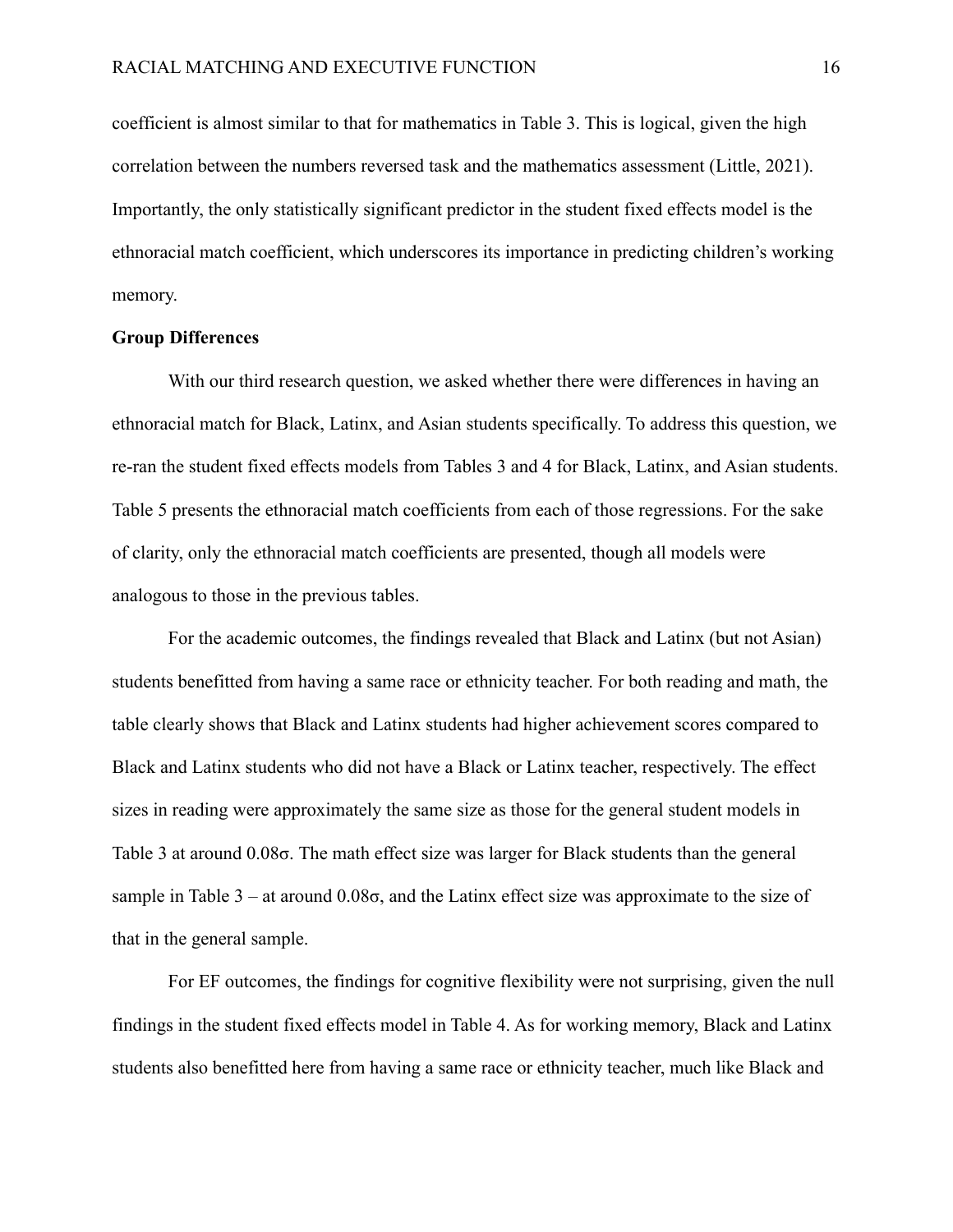coefficient is almost similar to that for mathematics in Table 3. This is logical, given the high correlation between the numbers reversed task and the mathematics assessment (Little, 2021). Importantly, the only statistically significant predictor in the student fixed effects model is the ethnoracial match coefficient, which underscores its importance in predicting children's working memory.

**Group Differences**

With our third research question, we asked whether there were differences in having an ethnoracial match for Black, Latinx, and Asian students specifically. To address this question, we re-ran the student fixed effects models from Tables 3 and 4 for Black, Latinx, and Asian students. Table 5 presents the ethnoracial match coefficients from each of those regressions. For the sake of clarity, only the ethnoracial match coefficients are presented, though all models were analogous to those in the previous tables.

For the academic outcomes, the findings revealed that Black and Latinx (but not Asian) students benefitted from having a same race or ethnicity teacher. For both reading and math, the table clearly shows that Black and Latinx students had higher achievement scores compared to Black and Latinx students who did not have a Black or Latinx teacher, respectively. The effect sizes in reading were approximately the same size as those for the general student models in Table 3 at around 0.08σ. The math effect size was larger for Black students than the general sample in Table 3 – at around 0.08σ, and the Latinx effect size was approximate to the size of that in the general sample.

For EF outcomes, the findings for cognitive flexibility were not surprising, given the null findings in the student fixed effects model in Table 4. As for working memory, Black and Latinx students also benefitted here from having a same race or ethnicity teacher, much like Black and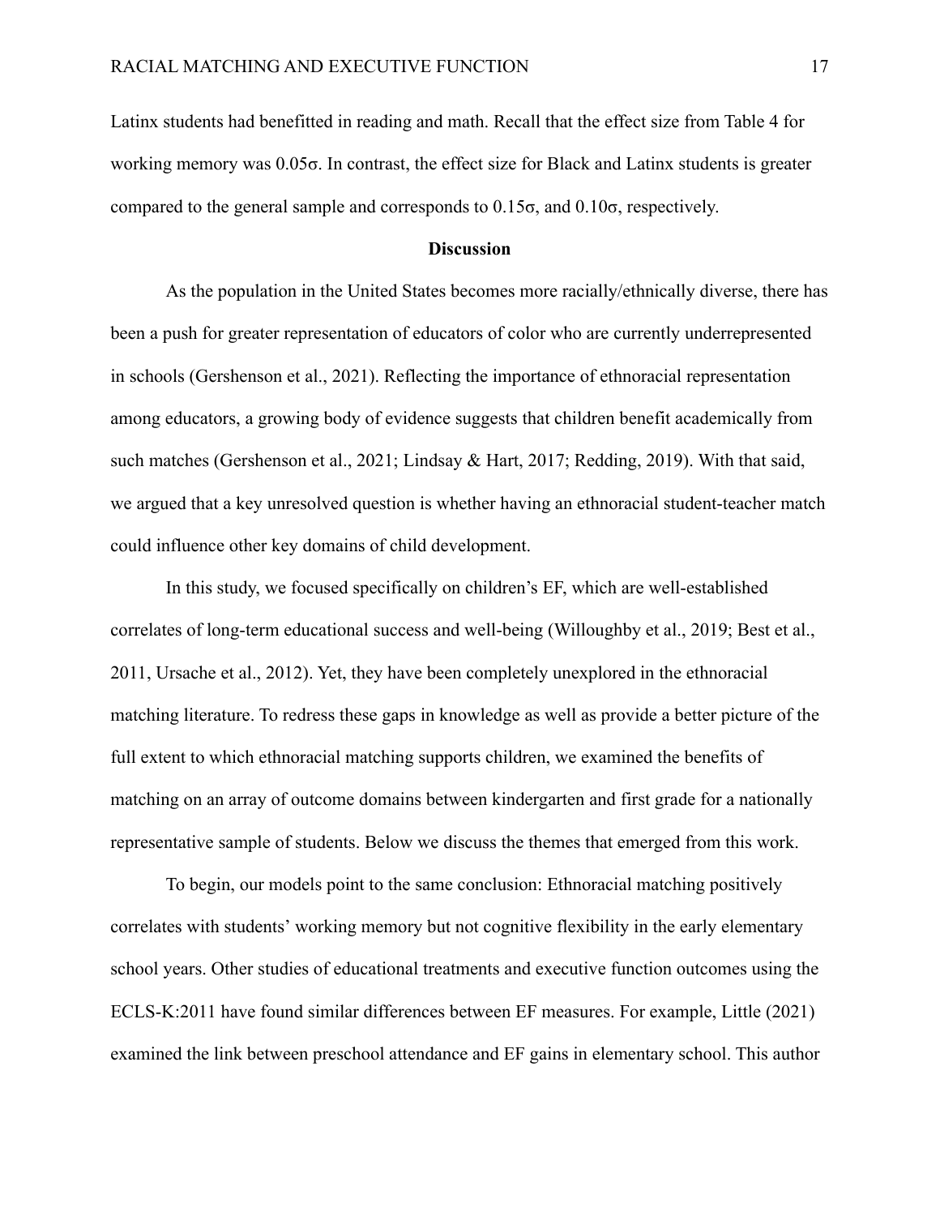Latinx students had benefitted in reading and math. Recall that the effect size from Table 4 for working memory was 0.05σ. In contrast, the effect size for Black and Latinx students is greater compared to the general sample and corresponds to 0.15σ, and 0.10σ, respectively.

## Discussion

As the population in the United States becomes more racially/ethnically diverse, there has been a push for greater representation of educators of color who are currently underrepresented in schools (Gershenson et al., 2021). Reflecting the importance of ethnoracial representation among educators, a growing body of evidence suggests that children benefit academically from such matches (Gershenson et al., 2021; Lindsay & Hart, 2017; Redding, 2019). With that said, we argued that a key unresolved question is whether having an ethnoracial student-teacher match could influence other key domains of child development.

In this study, we focused specifically on children's EF, which are well-established correlates of long-term educational success and well-being (Willoughby et al., 2019; Best et al., 2011, Ursache et al., 2012). Yet, they have been completely unexplored in the ethnoracial matching literature. To redress these gaps in knowledge as well as provide a better picture of the full extent to which ethnoracial matching supports children, we examined the benefits of matching on an array of outcome domains between kindergarten and first grade for a nationally representative sample of students. Below we discuss the themes that emerged from this work.

To begin, our models point to the same conclusion: Ethnoracial matching positively correlates with students' working memory but not cognitive flexibility in the early elementary school years. Other studies of educational treatments and executive function outcomes using the ECLS-K:2011 have found similar differences between EF measures. For example, Little (2021) examined the link between preschool attendance and EF gains in elementary school. This author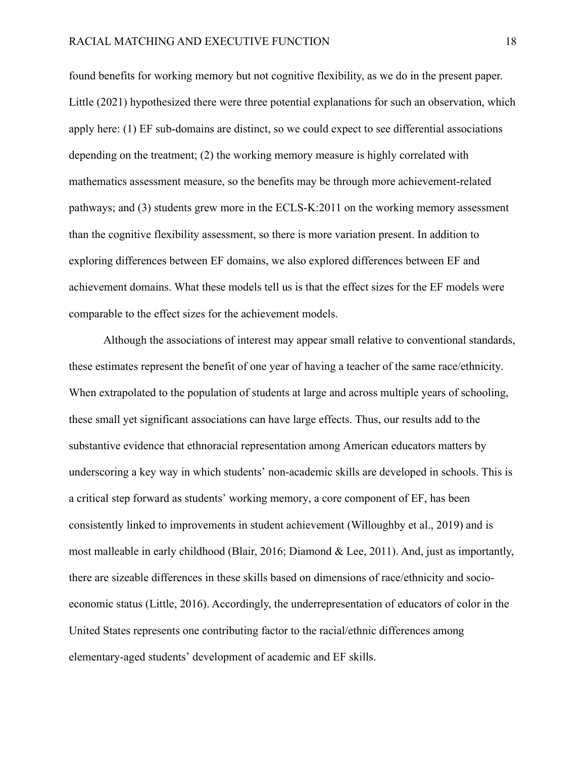found benefits for working memory but not cognitive flexibility, as we do in the present paper. Little (2021) hypothesized there were three potential explanations for such an observation, which apply here: (1) EF sub-domains are distinct, so we could expect to see differential associations depending on the treatment; (2) the working memory measure is highly correlated with mathematics assessment measure, so the benefits may be through more achievement-related pathways; and (3) students grew more in the ECLS-K:2011 on the working memory assessment than the cognitive flexibility assessment, so there is more variation present. In addition to exploring differences between EF domains, we also explored differences between EF and achievement domains. What these models tell us is that the effect sizes for the EF models were comparable to the effect sizes for the achievement models.

Although the associations of interest may appear small relative to conventional standards, these estimates represent the benefit of one year of having a teacher of the same race/ethnicity. When extrapolated to the population of students at large and across multiple years of schooling, these small yet significant associations can have large effects. Thus, our results add to the substantive evidence that ethnoracial representation among American educators matters by underscoring a key way in which students' non-academic skills are developed in schools. This is a critical step forward as students' working memory, a core component of EF, has been consistently linked to improvements in student achievement (Willoughby et al., 2019) and is most malleable in early childhood (Blair, 2016; Diamond & Lee, 2011). And, just as importantly, there are sizeable differences in these skills based on dimensions of race/ethnicity and socio-economic status (Little, 2016). Accordingly, the underrepresentation of educators of color in the United States represents one contributing factor to the racial/ethnic differences among elementary-aged students' development of academic and EF skills.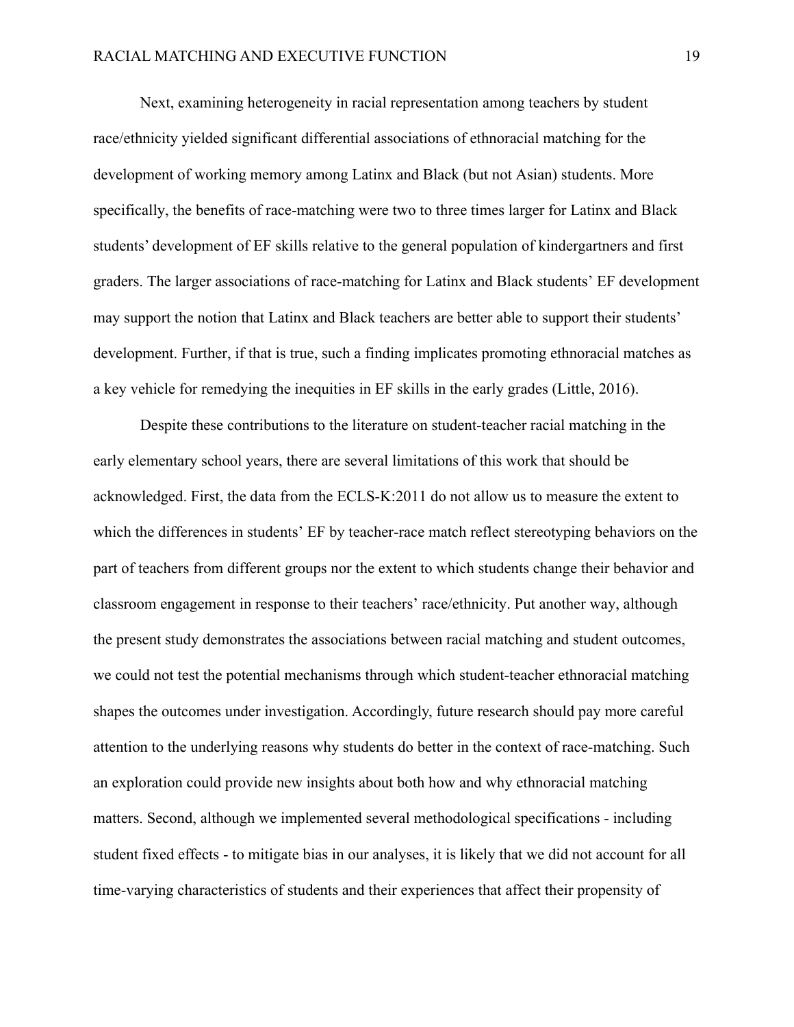Next, examining heterogeneity in racial representation among teachers by student race/ethnicity yielded significant differential associations of ethnoracial matching for the development of working memory among Latinx and Black (but not Asian) students. More specifically, the benefits of race-matching were two to three times larger for Latinx and Black students' development of EF skills relative to the general population of kindergartners and first graders. The larger associations of race-matching for Latinx and Black students' EF development may support the notion that Latinx and Black teachers are better able to support their students' development. Further, if that is true, such a finding implicates promoting ethnoracial matches as a key vehicle for remedying the inequities in EF skills in the early grades (Little, 2016).

Despite these contributions to the literature on student-teacher racial matching in the early elementary school years, there are several limitations of this work that should be acknowledged. First, the data from the ECLS-K:2011 do not allow us to measure the extent to which the differences in students' EF by teacher-race match reflect stereotyping behaviors on the part of teachers from different groups nor the extent to which students change their behavior and classroom engagement in response to their teachers' race/ethnicity. Put another way, although the present study demonstrates the associations between racial matching and student outcomes, we could not test the potential mechanisms through which student-teacher ethnoracial matching shapes the outcomes under investigation. Accordingly, future research should pay more careful attention to the underlying reasons why students do better in the context of race-matching. Such an exploration could provide new insights about both how and why ethnoracial matching matters. Second, although we implemented several methodological specifications - including student fixed effects - to mitigate bias in our analyses, it is likely that we did not account for all time-varying characteristics of students and their experiences that affect their propensity of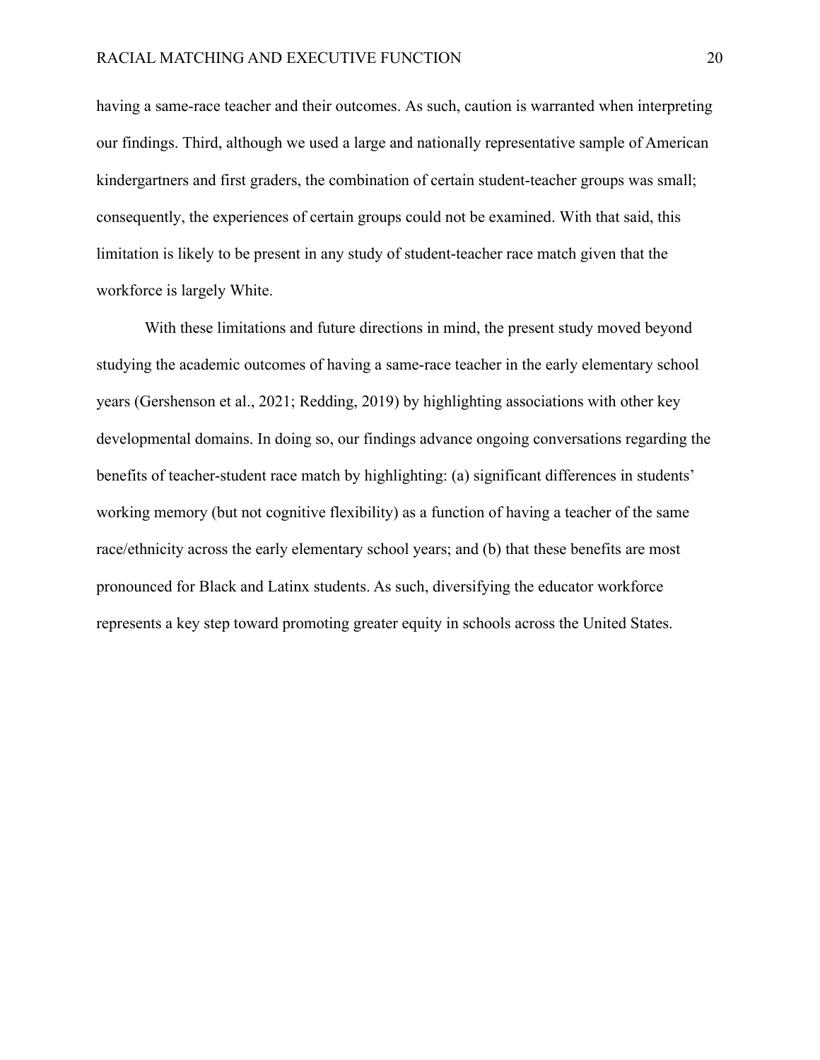having a same-race teacher and their outcomes. As such, caution is warranted when interpreting our findings. Third, although we used a large and nationally representative sample of American kindergartners and first graders, the combination of certain student-teacher groups was small; consequently, the experiences of certain groups could not be examined. With that said, this limitation is likely to be present in any study of student-teacher race match given that the workforce is largely White.

With these limitations and future directions in mind, the present study moved beyond studying the academic outcomes of having a same-race teacher in the early elementary school years (Gershenson et al., 2021; Redding, 2019) by highlighting associations with other key developmental domains. In doing so, our findings advance ongoing conversations regarding the benefits of teacher-student race match by highlighting: (a) significant differences in students' working memory (but not cognitive flexibility) as a function of having a teacher of the same race/ethnicity across the early elementary school years; and (b) that these benefits are most pronounced for Black and Latinx students. As such, diversifying the educator workforce represents a key step toward promoting greater equity in schools across the United States.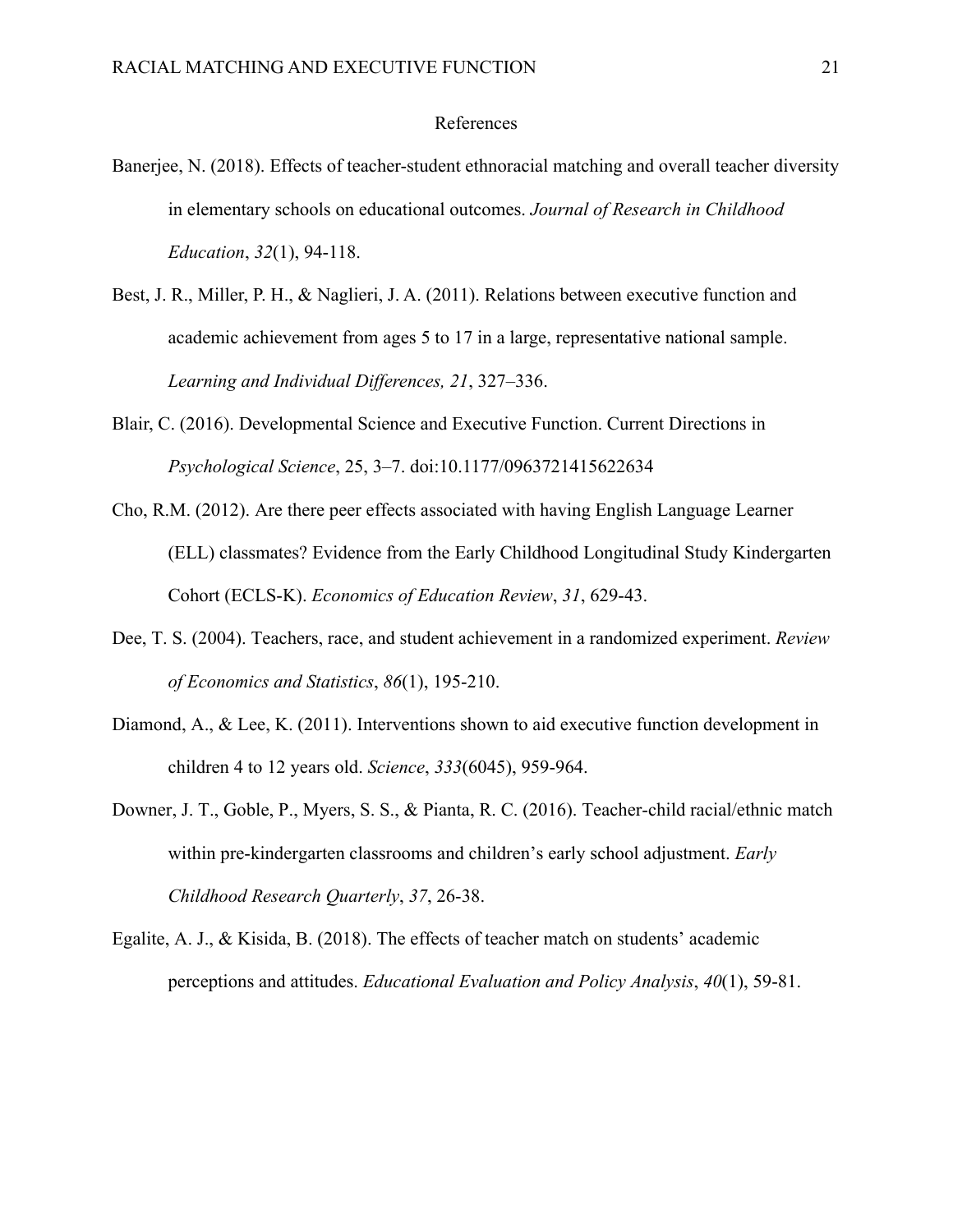# References

Banerjee, N. (2018). Effects of teacher-student ethnoracial matching and overall teacher diversity in elementary schools on educational outcomes. *Journal of Research in Childhood Education*, *32*(1), 94-118.

Best, J. R., Miller, P. H., & Naglieri, J. A. (2011). Relations between executive function and academic achievement from ages 5 to 17 in a large, representative national sample. *Learning and Individual Differences, 21*, 327–336.

Blair, C. (2016). Developmental Science and Executive Function. Current Directions in *Psychological Science*, 25, 3–7. doi:10.1177/0963721415622634

Cho, R.M. (2012). Are there peer effects associated with having English Language Learner (ELL) classmates? Evidence from the Early Childhood Longitudinal Study Kindergarten Cohort (ECLS-K). *Economics of Education Review*, *31*, 629-43.

Dee, T. S. (2004). Teachers, race, and student achievement in a randomized experiment. *Review of Economics and Statistics*, *86*(1), 195-210.

Diamond, A., & Lee, K. (2011). Interventions shown to aid executive function development in children 4 to 12 years old. *Science*, *333*(6045), 959-964.

Downer, J. T., Goble, P., Myers, S. S., & Pianta, R. C. (2016). Teacher-child racial/ethnic match within pre-kindergarten classrooms and children's early school adjustment. *Early Childhood Research Quarterly*, *37*, 26-38.

Egalite, A. J., & Kisida, B. (2018). The effects of teacher match on students' academic perceptions and attitudes. *Educational Evaluation and Policy Analysis*, *40*(1), 59-81.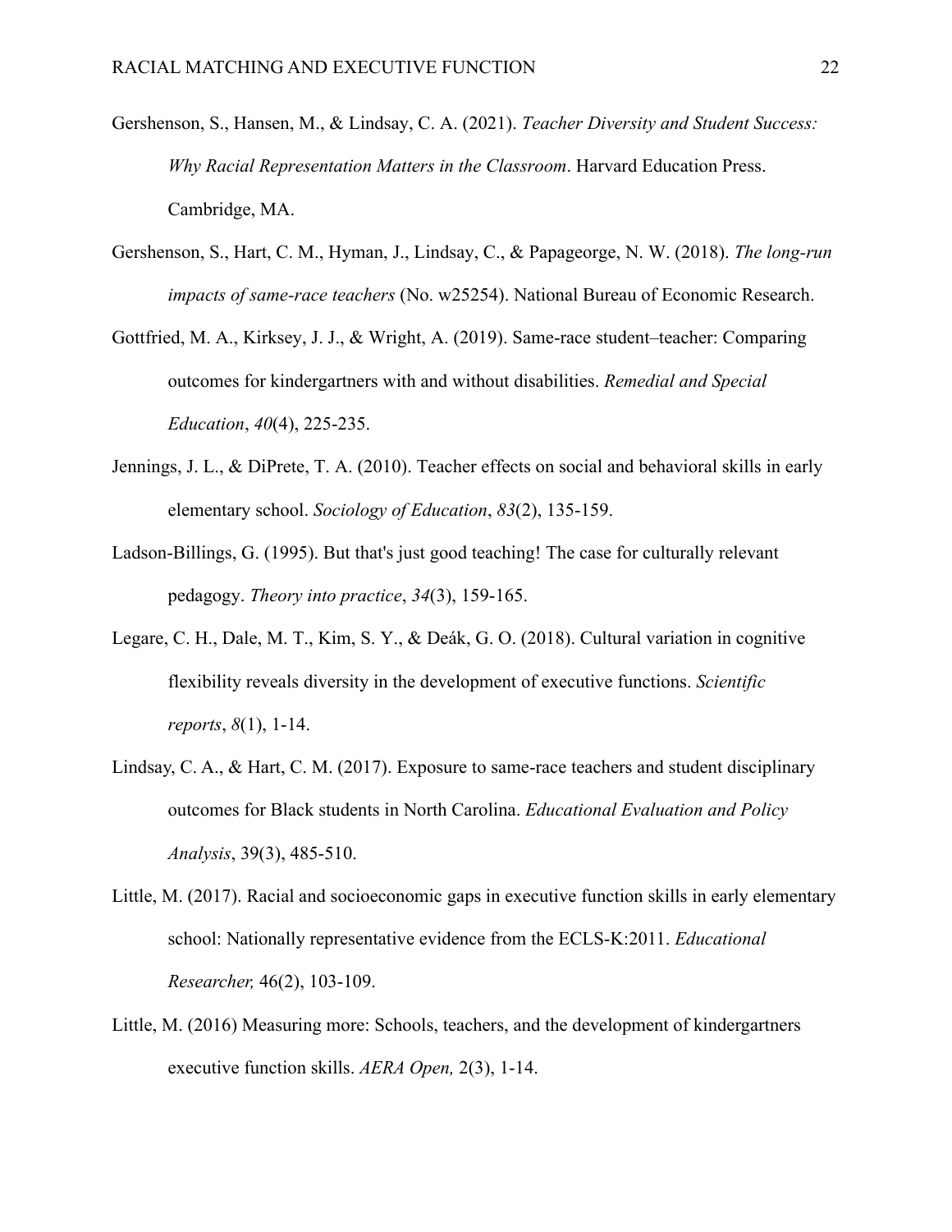Gershenson, S., Hansen, M., & Lindsay, C. A. (2021). *Teacher Diversity and Student Success: Why Racial Representation Matters in the Classroom*. Harvard Education Press. Cambridge, MA.

Gershenson, S., Hart, C. M., Hyman, J., Lindsay, C., & Papageorge, N. W. (2018). *The long-run impacts of same-race teachers* (No. w25254). National Bureau of Economic Research.

Gottfried, M. A., Kirksey, J. J., & Wright, A. (2019). Same-race student–teacher: Comparing outcomes for kindergartners with and without disabilities. *Remedial and Special Education*, *40*(4), 225-235.

Jennings, J. L., & DiPrete, T. A. (2010). Teacher effects on social and behavioral skills in early elementary school. *Sociology of Education*, *83*(2), 135-159.

Ladson-Billings, G. (1995). But that's just good teaching! The case for culturally relevant pedagogy. *Theory into practice*, *34*(3), 159-165.

Legare, C. H., Dale, M. T., Kim, S. Y., & Deák, G. O. (2018). Cultural variation in cognitive flexibility reveals diversity in the development of executive functions. *Scientific reports*, *8*(1), 1-14.

Lindsay, C. A., & Hart, C. M. (2017). Exposure to same-race teachers and student disciplinary outcomes for Black students in North Carolina. *Educational Evaluation and Policy Analysis*, 39(3), 485-510.

Little, M. (2017). Racial and socioeconomic gaps in executive function skills in early elementary school: Nationally representative evidence from the ECLS-K:2011. *Educational Researcher,* 46(2), 103-109.

Little, M. (2016) Measuring more: Schools, teachers, and the development of kindergartners executive function skills. *AERA Open,* 2(3), 1-14.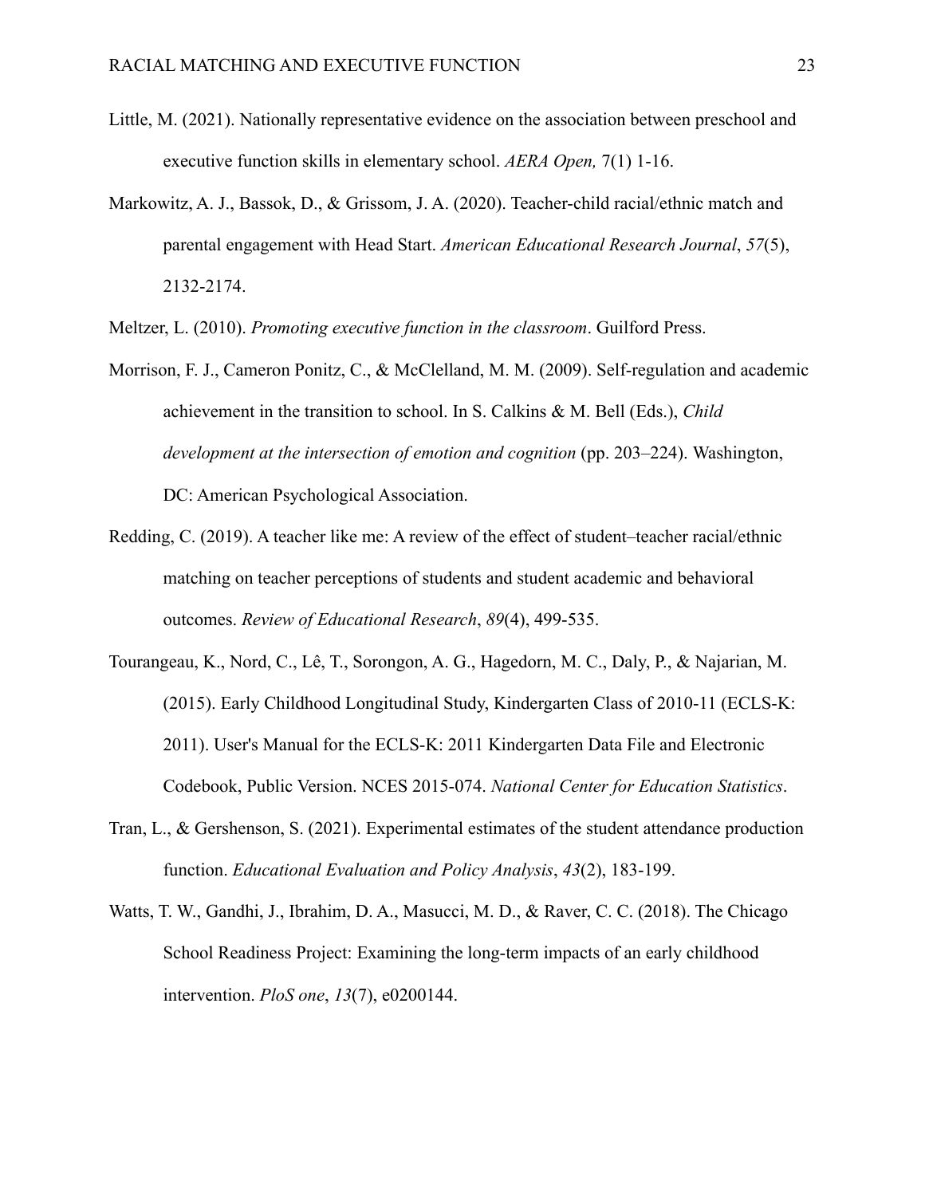Little, M. (2021). Nationally representative evidence on the association between preschool and executive function skills in elementary school. *AERA Open,* 7(1) 1-16.

Markowitz, A. J., Bassok, D., & Grissom, J. A. (2020). Teacher-child racial/ethnic match and parental engagement with Head Start. *American Educational Research Journal*, *57*(5), 2132-2174.

Meltzer, L. (2010). *Promoting executive function in the classroom*. Guilford Press.

Morrison, F. J., Cameron Ponitz, C., & McClelland, M. M. (2009). Self-regulation and academic achievement in the transition to school. In S. Calkins & M. Bell (Eds.), *Child development at the intersection of emotion and cognition* (pp. 203–224). Washington, DC: American Psychological Association.

Redding, C. (2019). A teacher like me: A review of the effect of student–teacher racial/ethnic matching on teacher perceptions of students and student academic and behavioral outcomes. *Review of Educational Research*, *89*(4), 499-535.

Tourangeau, K., Nord, C., Lê, T., Sorongon, A. G., Hagedorn, M. C., Daly, P., & Najarian, M. (2015). Early Childhood Longitudinal Study, Kindergarten Class of 2010-11 (ECLS-K: 2011). User's Manual for the ECLS-K: 2011 Kindergarten Data File and Electronic Codebook, Public Version. NCES 2015-074. *National Center for Education Statistics*.

Tran, L., & Gershenson, S. (2021). Experimental estimates of the student attendance production function. *Educational Evaluation and Policy Analysis*, *43*(2), 183-199.

Watts, T. W., Gandhi, J., Ibrahim, D. A., Masucci, M. D., & Raver, C. C. (2018). The Chicago School Readiness Project: Examining the long-term impacts of an early childhood intervention. *PloS one*, *13*(7), e0200144.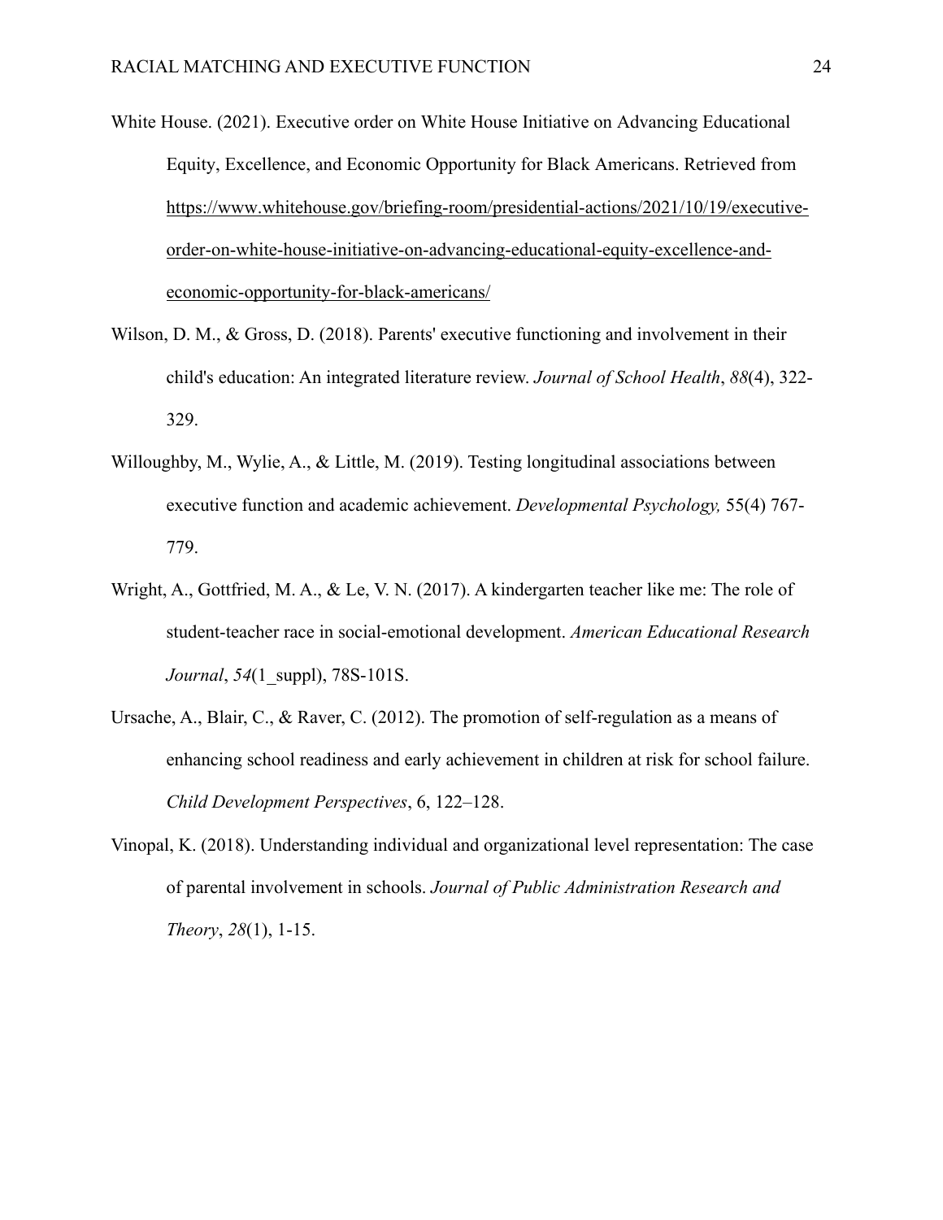White House. (2021). Executive order on White House Initiative on Advancing Educational Equity, Excellence, and Economic Opportunity for Black Americans. Retrieved from https://www.whitehouse.gov/briefing-room/presidential-actions/2021/10/19/executive-order-on-white-house-initiative-on-advancing-educational-equity-excellence-and-economic-opportunity-for-black-americans/

Wilson, D. M., & Gross, D. (2018). Parents' executive functioning and involvement in their child's education: An integrated literature review. *Journal of School Health*, *88*(4), 322-329.

Willoughby, M., Wylie, A., & Little, M. (2019). Testing longitudinal associations between executive function and academic achievement. *Developmental Psychology,* 55(4) 767-779.

Wright, A., Gottfried, M. A., & Le, V. N. (2017). A kindergarten teacher like me: The role of student-teacher race in social-emotional development. *American Educational Research Journal*, *54*(1_suppl), 78S-101S.

Ursache, A., Blair, C., & Raver, C. (2012). The promotion of self-regulation as a means of enhancing school readiness and early achievement in children at risk for school failure. *Child Development Perspectives*, 6, 122–128.

Vinopal, K. (2018). Understanding individual and organizational level representation: The case of parental involvement in schools. *Journal of Public Administration Research and Theory*, *28*(1), 1-15.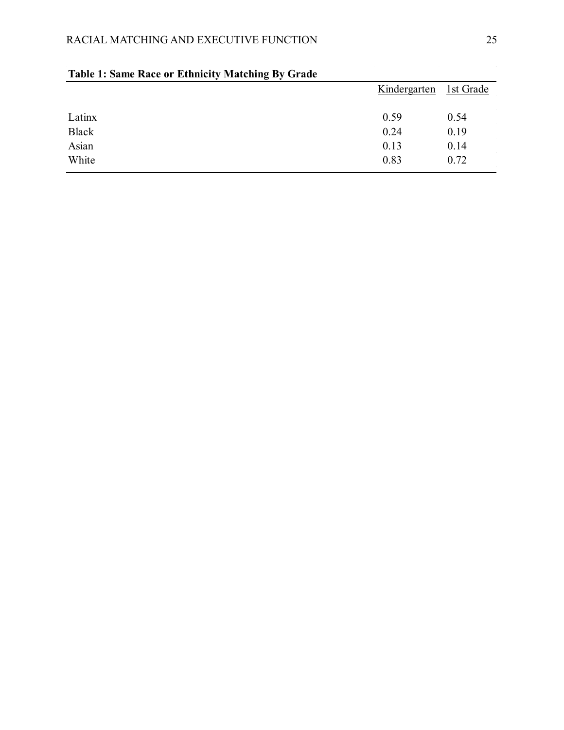**Table 1: Same Race or Ethnicity Matching By Grade**

| | Kindergarten | 1st Grade |
|---|---|---|
| Latinx | 0.59 | 0.54 |
| Black | 0.24 | 0.19 |
| Asian | 0.13 | 0.14 |
| White | 0.83 | 0.72 |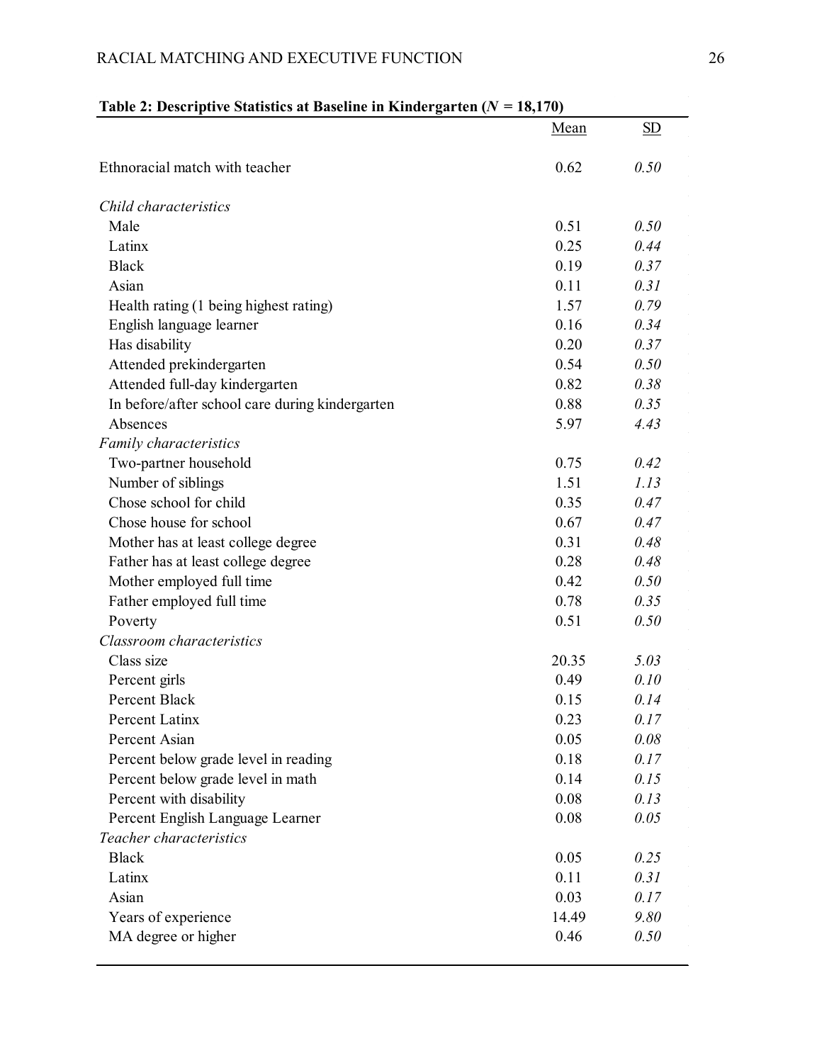**Table 2: Descriptive Statistics at Baseline in Kindergarten ($N$ = 18,170)**

| | Mean | SD |
|---|---|---|
| Ethnoracial match with teacher | 0.62 | *0.50* |
| *Child characteristics* | | |
| Male | 0.51 | *0.50* |
| Latinx | 0.25 | *0.44* |
| Black | 0.19 | *0.37* |
| Asian | 0.11 | *0.31* |
| Health rating (1 being highest rating) | 1.57 | *0.79* |
| English language learner | 0.16 | *0.34* |
| Has disability | 0.20 | *0.37* |
| Attended prekindergarten | 0.54 | *0.50* |
| Attended full-day kindergarten | 0.82 | *0.38* |
| In before/after school care during kindergarten | 0.88 | *0.35* |
| Absences | 5.97 | *4.43* |
| *Family characteristics* | | |
| Two-partner household | 0.75 | *0.42* |
| Number of siblings | 1.51 | *1.13* |
| Chose school for child | 0.35 | *0.47* |
| Chose house for school | 0.67 | *0.47* |
| Mother has at least college degree | 0.31 | *0.48* |
| Father has at least college degree | 0.28 | *0.48* |
| Mother employed full time | 0.42 | *0.50* |
| Father employed full time | 0.78 | *0.35* |
| Poverty | 0.51 | *0.50* |
| *Classroom characteristics* | | |
| Class size | 20.35 | *5.03* |
| Percent girls | 0.49 | *0.10* |
| Percent Black | 0.15 | *0.14* |
| Percent Latinx | 0.23 | *0.17* |
| Percent Asian | 0.05 | *0.08* |
| Percent below grade level in reading | 0.18 | *0.17* |
| Percent below grade level in math | 0.14 | *0.15* |
| Percent with disability | 0.08 | *0.13* |
| Percent English Language Learner | 0.08 | *0.05* |
| *Teacher characteristics* | | |
| Black | 0.05 | *0.25* |
| Latinx | 0.11 | *0.31* |
| Asian | 0.03 | *0.17* |
| Years of experience | 14.49 | *9.80* |
| MA degree or higher | 0.46 | *0.50* |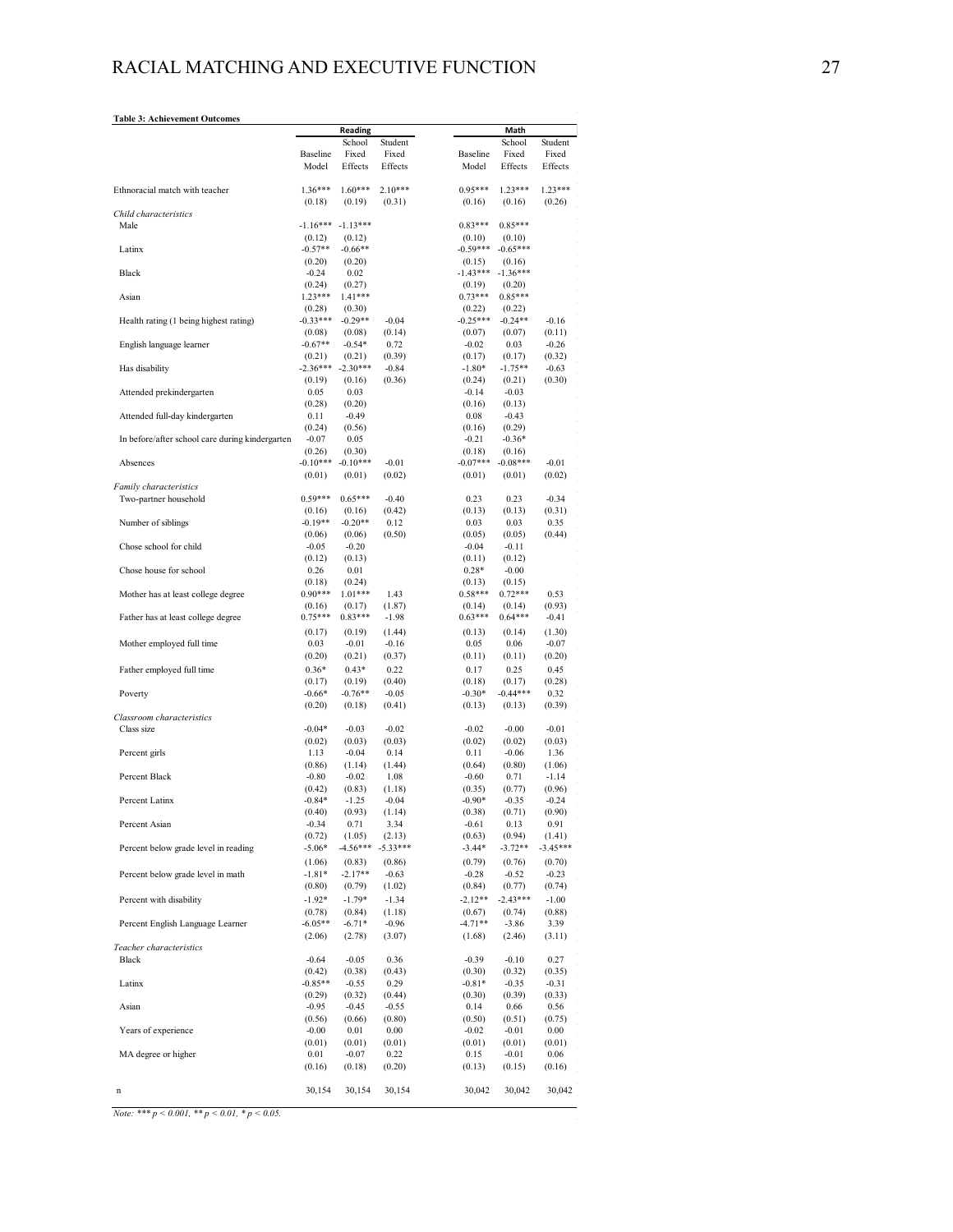**Table 3: Achievement Outcomes**

| | Reading | | | Math | | |
|---|---|---|---|---|---|---|
| | Baseline Model | School Fixed Effects | Student Fixed Effects | Baseline Model | School Fixed Effects | Student Fixed Effects |
| Ethnoracial match with teacher | 1.36*** | 1.60*** | 2.10*** | 0.95*** | 1.23*** | 1.23*** |
| | (0.18) | (0.19) | (0.31) | (0.16) | (0.16) | (0.26) |
| *Child characteristics* | | | | | | |
| Male | -1.16*** | -1.13*** | | 0.83*** | 0.85*** | |
| | (0.12) | (0.12) | | (0.10) | (0.10) | |
| Latinx | -0.57** | -0.66** | | -0.59*** | -0.65*** | |
| | (0.20) | (0.20) | | (0.15) | (0.16) | |
| Black | -0.24 | 0.02 | | -1.43*** | -1.36*** | |
| | (0.24) | (0.27) | | (0.19) | (0.20) | |
| Asian | 1.23*** | 1.41*** | | 0.73*** | 0.85*** | |
| | (0.28) | (0.30) | | (0.22) | (0.22) | |
| Health rating (1 being highest rating) | -0.33*** | -0.29** | -0.04 | -0.25*** | -0.24** | -0.16 |
| | (0.08) | (0.08) | (0.14) | (0.07) | (0.07) | (0.11) |
| English language learner | -0.67** | -0.54* | 0.72 | -0.02 | 0.03 | -0.26 |
| | (0.21) | (0.21) | (0.39) | (0.17) | (0.17) | (0.32) |
| Has disability | -2.36*** | -2.30*** | -0.84 | -1.80* | -1.75** | -0.63 |
| | (0.19) | (0.16) | (0.36) | (0.24) | (0.21) | (0.30) |
| Attended prekindergarten | 0.05 | 0.03 | | -0.14 | -0.03 | |
| | (0.28) | (0.20) | | (0.16) | (0.13) | |
| Attended full-day kindergarten | 0.11 | -0.49 | | 0.08 | -0.43 | |
| | (0.24) | (0.56) | | (0.16) | (0.29) | |
| In before/after school care during kindergarten | -0.07 | 0.05 | | -0.21 | -0.36* | |
| | (0.26) | (0.30) | | (0.18) | (0.16) | |
| Absences | -0.10*** | -0.10*** | -0.01 | -0.07*** | -0.08*** | -0.01 |
| | (0.01) | (0.01) | (0.02) | (0.01) | (0.01) | (0.02) |
| *Family characteristics* | | | | | | |
| Two-partner household | 0.59*** | 0.65*** | -0.40 | 0.23 | 0.23 | -0.34 |
| | (0.16) | (0.16) | (0.42) | (0.13) | (0.13) | (0.31) |
| Number of siblings | -0.19** | -0.20** | 0.12 | 0.03 | 0.03 | 0.35 |
| | (0.06) | (0.06) | (0.50) | (0.05) | (0.05) | (0.44) |
| Chose school for child | -0.05 | -0.20 | | -0.04 | -0.11 | |
| | (0.12) | (0.13) | | (0.11) | (0.12) | |
| Chose house for school | 0.26 | 0.01 | | 0.28* | -0.00 | |
| | (0.18) | (0.24) | | (0.13) | (0.15) | |
| Mother has at least college degree | 0.90*** | 1.01*** | 1.43 | 0.58*** | 0.72*** | 0.53 |
| | (0.16) | (0.17) | (1.87) | (0.14) | (0.14) | (0.93) |
| Father has at least college degree | 0.75*** | 0.83*** | -1.98 | 0.63*** | 0.64*** | -0.41 |
| | (0.17) | (0.19) | (1.44) | (0.13) | (0.14) | (1.30) |
| Mother employed full time | 0.03 | -0.01 | -0.16 | 0.05 | 0.06 | -0.07 |
| | (0.20) | (0.21) | (0.37) | (0.11) | (0.11) | (0.20) |
| Father employed full time | 0.36* | 0.43* | 0.22 | 0.17 | 0.25 | 0.45 |
| | (0.17) | (0.19) | (0.40) | (0.18) | (0.17) | (0.28) |
| Poverty | -0.66* | -0.76** | -0.05 | -0.30* | -0.44*** | 0.32 |
| | (0.20) | (0.18) | (0.41) | (0.13) | (0.13) | (0.39) |
| *Classroom characteristics* | | | | | | |
| Class size | -0.04* | -0.03 | -0.02 | -0.02 | -0.00 | -0.01 |
| | (0.02) | (0.03) | (0.03) | (0.02) | (0.02) | (0.03) |
| Percent girls | 1.13 | -0.04 | 0.14 | 0.11 | -0.06 | 1.36 |
| | (0.86) | (1.14) | (1.44) | (0.64) | (0.80) | (1.06) |
| Percent Black | -0.80 | -0.02 | 1.08 | -0.60 | 0.71 | -1.14 |
| | (0.42) | (0.83) | (1.18) | (0.35) | (0.77) | (0.96) |
| Percent Latinx | -0.84* | -1.25 | -0.04 | -0.90* | -0.35 | -0.24 |
| | (0.40) | (0.93) | (1.14) | (0.38) | (0.71) | (0.90) |
| Percent Asian | -0.34 | 0.71 | 3.34 | -0.61 | 0.13 | 0.91 |
| | (0.72) | (1.05) | (2.13) | (0.63) | (0.94) | (1.41) |
| Percent below grade level in reading | -5.06* | -4.56*** | -5.33*** | -3.44* | -3.72** | -3.45*** |
| | (1.06) | (0.83) | (0.86) | (0.79) | (0.76) | (0.70) |
| Percent below grade level in math | -1.81* | -2.17** | -0.63 | -0.28 | -0.52 | -0.23 |
| | (0.80) | (0.79) | (1.02) | (0.84) | (0.77) | (0.74) |
| Percent with disability | -1.92* | -1.79* | -1.34 | -2.12** | -2.43*** | -1.00 |
| | (0.78) | (0.84) | (1.18) | (0.67) | (0.74) | (0.88) |
| Percent English Language Learner | -6.05** | -6.71* | -0.96 | -4.71** | -3.86 | 3.39 |
| | (2.06) | (2.78) | (3.07) | (1.68) | (2.46) | (3.11) |
| *Teacher characteristics* | | | | | | |
| Black | -0.64 | -0.05 | 0.36 | -0.39 | -0.10 | 0.27 |
| | (0.42) | (0.38) | (0.43) | (0.30) | (0.32) | (0.35) |
| Latinx | -0.85** | -0.55 | 0.29 | -0.81* | -0.35 | -0.31 |
| | (0.29) | (0.32) | (0.44) | (0.30) | (0.39) | (0.33) |
| Asian | -0.95 | -0.45 | -0.55 | 0.14 | 0.66 | 0.56 |
| | (0.56) | (0.66) | (0.80) | (0.50) | (0.51) | (0.75) |
| Years of experience | -0.00 | 0.01 | 0.00 | -0.02 | -0.01 | 0.00 |
| | (0.01) | (0.01) | (0.01) | (0.01) | (0.01) | (0.01) |
| MA degree or higher | 0.01 | -0.07 | 0.22 | 0.15 | -0.01 | 0.06 |
| | (0.16) | (0.18) | (0.20) | (0.13) | (0.15) | (0.16) |
| n | 30,154 | 30,154 | 30,154 | 30,042 | 30,042 | 30,042 |

*Note: *** p < 0.001, ** p < 0.01, * p < 0.05.*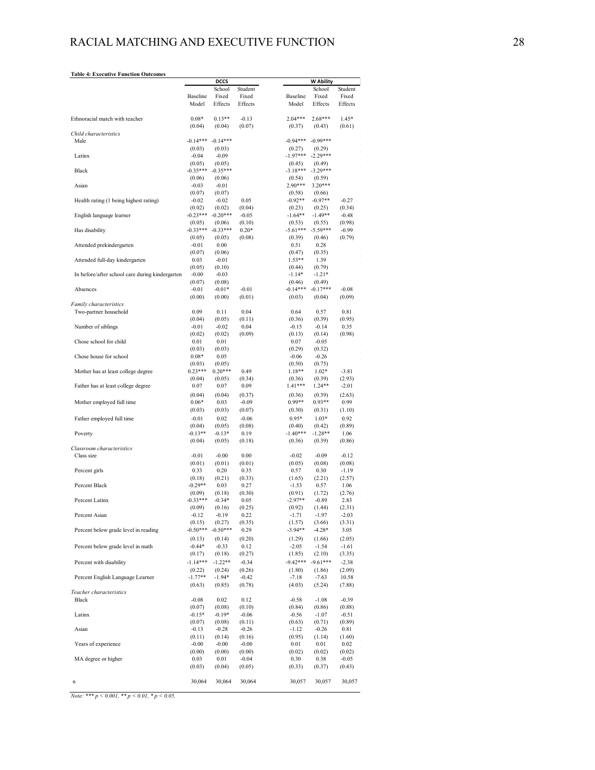**Table 4: Executive Function Outcomes**

| | DCCS | | | W Ability | | |
|---|---|---|---|---|---|---|
| | Baseline Model | School Fixed Effects | Student Fixed Effects | Baseline Model | School Fixed Effects | Student Fixed Effects |
| Ethnoracial match with teacher | 0.08* | 0.13** | -0.13 | 2.04*** | 2.68*** | 1.45* |
| | (0.04) | (0.04) | (0.07) | (0.37) | (0.43) | (0.61) |
| *Child characteristics* | | | | | | |
| Male | -0.14*** | -0.14*** | | -0.94*** | -0.99*** | |
| | (0.03) | (0.03) | | (0.27) | (0.29) | |
| Latinx | -0.04 | -0.09 | | -1.97*** | -2.29*** | |
| | (0.05) | (0.05) | | (0.45) | (0.49) | |
| Black | -0.35*** | -0.35*** | | -3.18*** | -3.29*** | |
| | (0.06) | (0.06) | | (0.54) | (0.59) | |
| Asian | -0.03 | -0.01 | | 2.90*** | 3.20*** | |
| | (0.07) | (0.07) | | (0.58) | (0.66) | |
| Health rating (1 being highest rating) | -0.02 | -0.02 | 0.05 | -0.92** | -0.97** | -0.27 |
| | (0.02) | (0.02) | (0.04) | (0.23) | (0.25) | (0.34) |
| English language learner | -0.23*** | -0.20*** | -0.05 | -1.64** | -1.49** | -0.48 |
| | (0.05) | (0.06) | (0.10) | (0.53) | (0.55) | (0.98) |
| Has disability | -0.33*** | -0.33*** | 0.20* | -5.61*** | -5.59*** | -0.99 |
| | (0.05) | (0.05) | (0.08) | (0.39) | (0.46) | (0.79) |
| Attended prekindergarten | -0.01 | 0.00 | | 0.51 | 0.28 | |
| | (0.07) | (0.06) | | (0.47) | (0.35) | |
| Attended full-day kindergarten | 0.03 | -0.01 | | 1.53** | 1.39 | |
| | (0.05) | (0.10) | | (0.44) | (0.79) | |
| In before/after school care during kindergarten | -0.00 | -0.03 | | -1.14* | -1.21* | |
| | (0.07) | (0.08) | | (0.46) | (0.49) | |
| Absences | -0.01 | -0.01* | -0.01 | -0.14*** | -0.17*** | -0.08 |
| | (0.00) | (0.00) | (0.01) | (0.03) | (0.04) | (0.09) |
| *Family characteristics* | | | | | | |
| Two-partner household | 0.09 | 0.11 | 0.04 | 0.64 | 0.57 | 0.81 |
| | (0.04) | (0.05) | (0.11) | (0.36) | (0.39) | (0.95) |
| Number of siblings | -0.01 | -0.02 | 0.04 | -0.15 | -0.14 | 0.35 |
| | (0.02) | (0.02) | (0.09) | (0.13) | (0.14) | (0.98) |
| Chose school for child | 0.01 | 0.01 | | 0.07 | -0.05 | |
| | (0.03) | (0.03) | | (0.29) | (0.32) | |
| Chose house for school | 0.08* | 0.05 | | -0.06 | -0.26 | |
| | (0.03) | (0.05) | | (0.50) | (0.75) | |
| Mother has at least college degree | 0.23*** | 0.20*** | 0.49 | 1.18** | 1.02* | -3.81 |
| | (0.04) | (0.05) | (0.34) | (0.36) | (0.39) | (2.93) |
| Father has at least college degree | 0.07 | 0.07 | 0.09 | 1.41*** | 1.24** | -2.01 |
| | (0.04) | (0.04) | (0.37) | (0.36) | (0.39) | (2.63) |
| Mother employed full time | 0.06* | 0.03 | -0.09 | 0.99** | 0.93** | 0.99 |
| | (0.03) | (0.03) | (0.07) | (0.30) | (0.31) | (1.10) |
| Father employed full time | -0.01 | 0.02 | -0.06 | 0.95* | 1.03* | 0.92 |
| | (0.04) | (0.05) | (0.08) | (0.40) | (0.42) | (0.89) |
| Poverty | -0.13** | -0.13* | 0.19 | -1.40*** | -1.28** | 1.06 |
| | (0.04) | (0.05) | (0.18) | (0.36) | (0.39) | (0.86) |
| *Classroom characteristics* | | | | | | |
| Class size | -0.01 | -0.00 | 0.00 | -0.02 | -0.09 | -0.12 |
| | (0.01) | (0.01) | (0.01) | (0.05) | (0.08) | (0.08) |
| Percent girls | 0.33 | 0.20 | 0.35 | 0.57 | 0.30 | -1.19 |
| | (0.18) | (0.21) | (0.33) | (1.65) | (2.21) | (2.57) |
| Percent Black | -0.29** | 0.03 | 0.27 | -1.53 | 0.57 | 1.06 |
| | (0.09) | (0.18) | (0.30) | (0.91) | (1.72) | (2.76) |
| Percent Latinx | -0.33*** | -0.34* | 0.05 | -2.97** | -0.89 | 2.83 |
| | (0.09) | (0.16) | (0.25) | (0.92) | (1.44) | (2.31) |
| Percent Asian | -0.12 | -0.19 | 0.22 | -1.71 | -1.97 | -2.03 |
| | (0.15) | (0.27) | (0.35) | (1.57) | (3.66) | (3.31) |
| Percent below grade level in reading | -0.50*** | -0.50*** | 0.29 | -3.94** | -4.28* | 3.05 |
| | (0.13) | (0.14) | (0.20) | (1.29) | (1.66) | (2.05) |
| Percent below grade level in math | -0.44* | -0.33 | 0.12 | -2.05 | -1.54 | -1.61 |
| | (0.17) | (0.18) | (0.27) | (1.85) | (2.10) | (3.35) |
| Percent with disability | -1.14*** | -1.22** | -0.34 | -9.42*** | -9.61*** | -2.38 |
| | (0.22) | (0.24) | (0.26) | (1.80) | (1.86) | (2.09) |
| Percent English Language Learner | -1.77** | -1.94* | -0.42 | -7.18 | -7.63 | 10.58 |
| | (0.63) | (0.85) | (0.78) | (4.03) | (5.24) | (7.88) |
| *Teacher characteristics* | | | | | | |
| Black | -0.08 | 0.02 | 0.12 | -0.58 | -1.08 | -0.39 |
| | (0.07) | (0.08) | (0.10) | (0.84) | (0.86) | (0.88) |
| Latinx | -0.15* | -0.19* | -0.06 | -0.56 | -1.07 | -0.51 |
| | (0.07) | (0.08) | (0.11) | (0.63) | (0.71) | (0.89) |
| Asian | -0.13 | -0.28 | -0.26 | -1.12 | -0.26 | 0.81 |
| | (0.11) | (0.14) | (0.16) | (0.95) | (1.14) | (1.60) |
| Years of experience | -0.00 | -0.00 | -0.00 | 0.01 | 0.01 | 0.02 |
| | (0.00) | (0.00) | (0.00) | (0.02) | (0.02) | (0.02) |
| MA degree or higher | 0.03 | 0.01 | -0.04 | 0.30 | 0.38 | -0.05 |
| | (0.03) | (0.04) | (0.05) | (0.33) | (0.37) | (0.43) |
| n | 30,064 | 30,064 | 30,064 | 30,057 | 30,057 | 30,057 |

*Note:* *** $p < 0.001$, ** $p < 0.01$, * $p < 0.05$.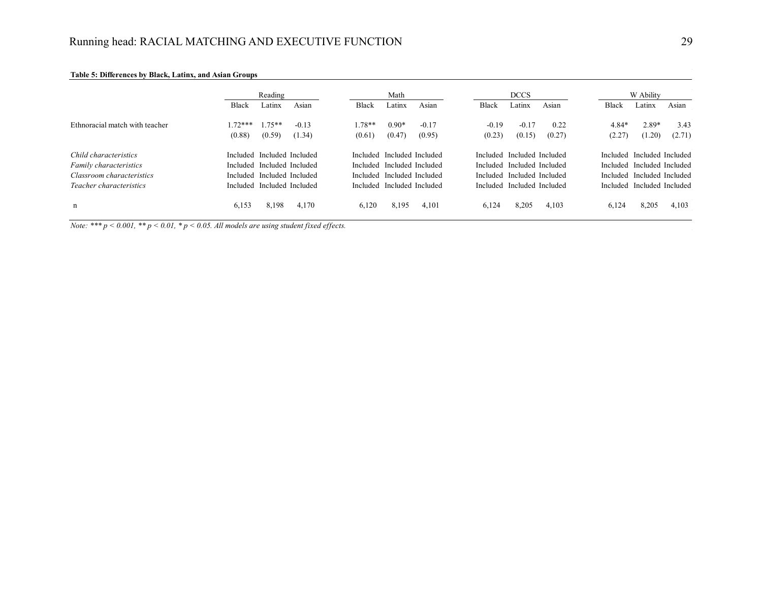**Table 5: Differences by Black, Latinx, and Asian Groups**

| | Reading | | | Math | | | DCCS | | | W Ability | | |
|---|---|---|---|---|---|---|---|---|---|---|---|---|
| | Black | Latinx | Asian | Black | Latinx | Asian | Black | Latinx | Asian | Black | Latinx | Asian |
| Ethnoracial match with teacher | 1.72*** | 1.75** | -0.13 | 1.78** | 0.90* | -0.17 | -0.19 | -0.17 | 0.22 | 4.84* | 2.89* | 3.43 |
| | (0.88) | (0.59) | (1.34) | (0.61) | (0.47) | (0.95) | (0.23) | (0.15) | (0.27) | (2.27) | (1.20) | (2.71) |
| *Child characteristics* | Included | Included | Included | Included | Included | Included | Included | Included | Included | Included | Included | Included |
| *Family characteristics* | Included | Included | Included | Included | Included | Included | Included | Included | Included | Included | Included | Included |
| *Classroom characteristics* | Included | Included | Included | Included | Included | Included | Included | Included | Included | Included | Included | Included |
| *Teacher characteristics* | Included | Included | Included | Included | Included | Included | Included | Included | Included | Included | Included | Included |
| n | 6,153 | 8,198 | 4,170 | 6,120 | 8,195 | 4,101 | 6,124 | 8,205 | 4,103 | 6,124 | 8,205 | 4,103 |

*Note: *** $p < 0.001$, ** $p < 0.01$, * $p < 0.05$. All models are using student fixed effects.*